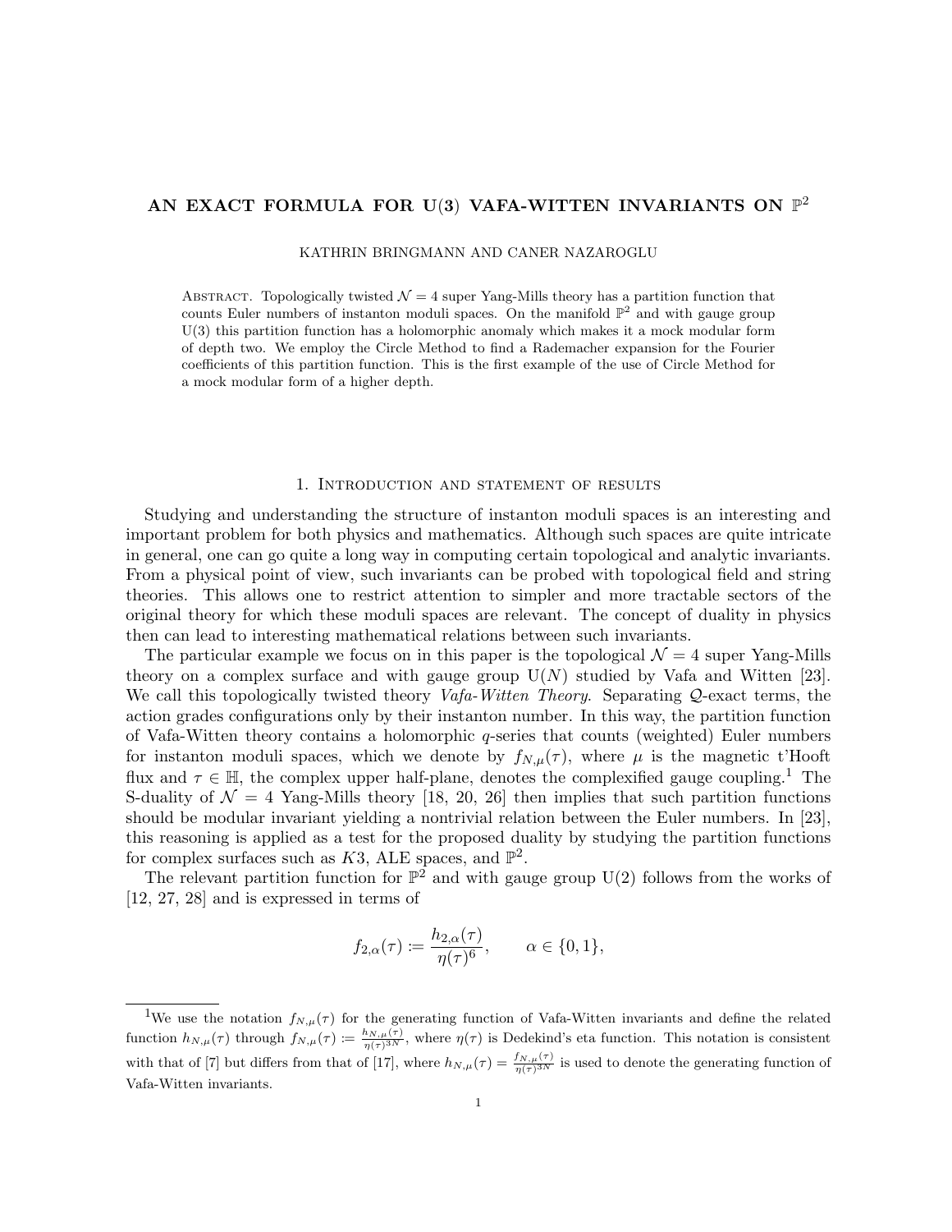# AN EXACT FORMULA FOR U(3) VAFA-WITTEN INVARIANTS ON $\mathbb{P}^2$

KATHRIN BRINGMANN AND CANER NAZAROGLU

Abstract. Topologically twisted $\mathcal{N} = 4$ super Yang-Mills theory has a partition function that counts Euler numbers of instanton moduli spaces. On the manifold $\mathbb{P}^2$ and with gauge group U(3) this partition function has a holomorphic anomaly which makes it a mock modular form of depth two. We employ the Circle Method to find a Rademacher expansion for the Fourier coefficients of this partition function. This is the first example of the use of Circle Method for a mock modular form of a higher depth.

## 1. Introduction and statement of results

Studying and understanding the structure of instanton moduli spaces is an interesting and important problem for both physics and mathematics. Although such spaces are quite intricate in general, one can go quite a long way in computing certain topological and analytic invariants. From a physical point of view, such invariants can be probed with topological field and string theories. This allows one to restrict attention to simpler and more tractable sectors of the original theory for which these moduli spaces are relevant. The concept of duality in physics then can lead to interesting mathematical relations between such invariants.

The particular example we focus on in this paper is the topological $\mathcal{N} = 4$ super Yang-Mills theory on a complex surface and with gauge group U($N$) studied by Vafa and Witten [23]. We call this topologically twisted theory *Vafa-Witten Theory*. Separating $\mathcal{Q}$-exact terms, the action grades configurations only by their instanton number. In this way, the partition function of Vafa-Witten theory contains a holomorphic $q$-series that counts (weighted) Euler numbers for instanton moduli spaces, which we denote by $f_{N,\mu}(\tau)$, where $\mu$ is the magnetic t'Hooft flux and $\tau \in \mathbb{H}$, the complex upper half-plane, denotes the complexified gauge coupling.[1] The S-duality of $\mathcal{N} = 4$ Yang-Mills theory [18, 20, 26] then implies that such partition functions should be modular invariant yielding a nontrivial relation between the Euler numbers. In [23], this reasoning is applied as a test for the proposed duality by studying the partition functions for complex surfaces such as $K3$, ALE spaces, and $\mathbb{P}^2$.

The relevant partition function for $\mathbb{P}^2$ and with gauge group U(2) follows from the works of [12, 27, 28] and is expressed in terms of

$$f_{2,\alpha}(\tau) := \frac{h_{2,\alpha}(\tau)}{\eta(\tau)^6}, \qquad \alpha \in \{0, 1\},$$

[1] We use the notation $f_{N,\mu}(\tau)$ for the generating function of Vafa-Witten invariants and define the related function $h_{N,\mu}(\tau)$ through $f_{N,\mu}(\tau) := \frac{h_{N,\mu}(\tau)}{\eta(\tau)^{3N}}$, where $\eta(\tau)$ is Dedekind's eta function. This notation is consistent with that of [7] but differs from that of [17], where $h_{N,\mu}(\tau) = \frac{f_{N,\mu}(\tau)}{\eta(\tau)^{3N}}$ is used to denote the generating function of Vafa-Witten invariants.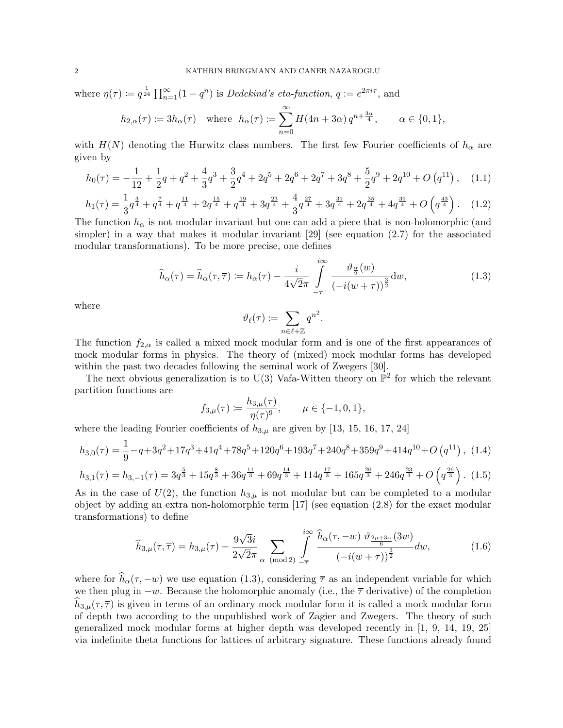where $\eta(\tau) := q^{\frac{1}{24}} \prod_{n=1}^{\infty}(1-q^n)$ is *Dedekind's eta-function*, $q := e^{2\pi i\tau}$, and

$$h_{2,\alpha}(\tau) := 3h_\alpha(\tau) \quad \text{where} \quad h_\alpha(\tau) := \sum_{n=0}^{\infty} H(4n+3\alpha)\, q^{n+\frac{3\alpha}{4}}, \qquad \alpha \in \{0,1\},$$

with $H(N)$ denoting the Hurwitz class numbers. The first few Fourier coefficients of $h_\alpha$ are given by

$$h_0(\tau) = -\frac{1}{12} + \frac{1}{2}q + q^2 + \frac{4}{3}q^3 + \frac{3}{2}q^4 + 2q^5 + 2q^6 + 2q^7 + 3q^8 + \frac{5}{2}q^9 + 2q^{10} + O\left(q^{11}\right), \quad (1.1)$$

$$h_1(\tau) = \frac{1}{3}q^{\frac{3}{4}} + q^{\frac{7}{4}} + q^{\frac{11}{4}} + 2q^{\frac{15}{4}} + q^{\frac{19}{4}} + 3q^{\frac{23}{4}} + \frac{4}{3}q^{\frac{27}{4}} + 3q^{\frac{31}{4}} + 2q^{\frac{35}{4}} + 4q^{\frac{39}{4}} + O\left(q^{\frac{43}{4}}\right). \quad (1.2)$$

The function $h_\alpha$ is not modular invariant but one can add a piece that is non-holomorphic (and simpler) in a way that makes it modular invariant [29] (see equation (2.7) for the associated modular transformations). To be more precise, one defines

$$\widehat{h}_\alpha(\tau) = \widehat{h}_\alpha(\tau, \overline{\tau}) := h_\alpha(\tau) - \frac{i}{4\sqrt{2}\pi} \int_{-\overline{\tau}}^{i\infty} \frac{\vartheta_{\frac{\alpha}{2}}(w)}{(-i(w+\tau))^{\frac{3}{2}}} dw, \quad (1.3)$$

where

$$\vartheta_\ell(\tau) := \sum_{n \in \ell + \mathbb{Z}} q^{n^2}.$$

The function $f_{2,\alpha}$ is called a mixed mock modular form and is one of the first appearances of mock modular forms in physics. The theory of (mixed) mock modular forms has developed within the past two decades following the seminal work of Zwegers [30].

The next obvious generalization is to U(3) Vafa-Witten theory on $\mathbb{P}^2$ for which the relevant partition functions are

$$f_{3,\mu}(\tau) := \frac{h_{3,\mu}(\tau)}{\eta(\tau)^9}, \qquad \mu \in \{-1, 0, 1\},$$

where the leading Fourier coefficients of $h_{3,\mu}$ are given by [13, 15, 16, 17, 24]

$$h_{3,0}(\tau) = \frac{1}{9} - q + 3q^2 + 17q^3 + 41q^4 + 78q^5 + 120q^6 + 193q^7 + 240q^8 + 359q^9 + 414q^{10} + O\left(q^{11}\right), \quad (1.4)$$

$$h_{3,1}(\tau) = h_{3,-1}(\tau) = 3q^{\frac{5}{3}} + 15q^{\frac{8}{3}} + 36q^{\frac{11}{3}} + 69q^{\frac{14}{3}} + 114q^{\frac{17}{3}} + 165q^{\frac{20}{3}} + 246q^{\frac{23}{3}} + O\left(q^{\frac{26}{3}}\right). \quad (1.5)$$

As in the case of $U(2)$, the function $h_{3,\mu}$ is not modular but can be completed to a modular object by adding an extra non-holomorphic term [17] (see equation (2.8) for the exact modular transformations) to define

$$\widehat{h}_{3,\mu}(\tau, \overline{\tau}) = h_{3,\mu}(\tau) - \frac{9\sqrt{3}i}{2\sqrt{2}\pi} \sum_{\alpha \pmod 2} \int_{-\overline{\tau}}^{i\infty} \frac{\widehat{h}_\alpha(\tau, -w)\ \vartheta_{\frac{2\mu+3\alpha}{6}}(3w)}{(-i(w+\tau))^{\frac{3}{2}}} dw, \quad (1.6)$$

where for $\widehat{h}_\alpha(\tau, -w)$ we use equation (1.3), considering $\overline{\tau}$ as an independent variable for which we then plug in $-w$. Because the holomorphic anomaly (i.e., the $\overline{\tau}$ derivative) of the completion $\widehat{h}_{3,\mu}(\tau, \overline{\tau})$ is given in terms of an ordinary mock modular form it is called a mock modular form of depth two according to the unpublished work of Zagier and Zwegers. The theory of such generalized mock modular forms at higher depth was developed recently in [1, 9, 14, 19, 25] via indefinite theta functions for lattices of arbitrary signature. These functions already found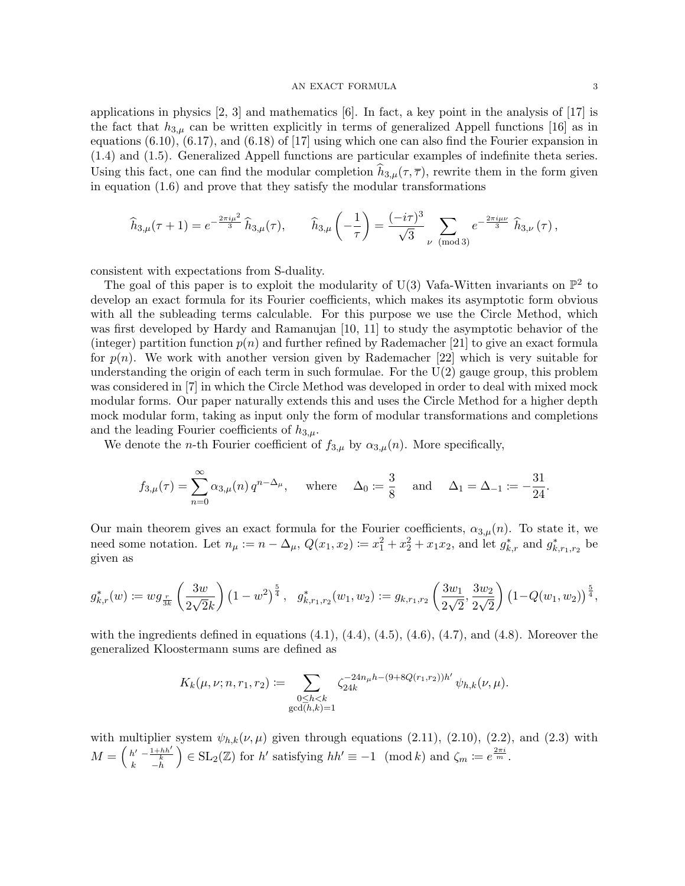applications in physics [2, 3] and mathematics [6]. In fact, a key point in the analysis of [17] is the fact that $h_{3,\mu}$ can be written explicitly in terms of generalized Appell functions [16] as in equations (6.10), (6.17), and (6.18) of [17] using which one can also find the Fourier expansion in (1.4) and (1.5). Generalized Appell functions are particular examples of indefinite theta series. Using this fact, one can find the modular completion $\widehat{h}_{3,\mu}(\tau,\overline{\tau})$, rewrite them in the form given in equation (1.6) and prove that they satisfy the modular transformations

$$\widehat{h}_{3,\mu}(\tau+1) = e^{-\frac{2\pi i\mu^2}{3}}\,\widehat{h}_{3,\mu}(\tau), \qquad \widehat{h}_{3,\mu}\left(-\frac{1}{\tau}\right) = \frac{(-i\tau)^3}{\sqrt{3}} \sum_{\nu \pmod 3} e^{-\frac{2\pi i\mu\nu}{3}}\,\widehat{h}_{3,\nu}(\tau),$$

consistent with expectations from S-duality.

The goal of this paper is to exploit the modularity of U(3) Vafa-Witten invariants on $\mathbb{P}^2$ to develop an exact formula for its Fourier coefficients, which makes its asymptotic form obvious with all the subleading terms calculable. For this purpose we use the Circle Method, which was first developed by Hardy and Ramanujan [10, 11] to study the asymptotic behavior of the (integer) partition function $p(n)$ and further refined by Rademacher [21] to give an exact formula for $p(n)$. We work with another version given by Rademacher [22] which is very suitable for understanding the origin of each term in such formulae. For the U(2) gauge group, this problem was considered in [7] in which the Circle Method was developed in order to deal with mixed mock modular forms. Our paper naturally extends this and uses the Circle Method for a higher depth mock modular form, taking as input only the form of modular transformations and completions and the leading Fourier coefficients of $h_{3,\mu}$.

We denote the $n$-th Fourier coefficient of $f_{3,\mu}$ by $\alpha_{3,\mu}(n)$. More specifically,

$$f_{3,\mu}(\tau) = \sum_{n=0}^{\infty} \alpha_{3,\mu}(n)\, q^{n-\Delta_\mu}, \quad \text{where} \quad \Delta_0 := \frac{3}{8} \quad \text{and} \quad \Delta_1 = \Delta_{-1} := -\frac{31}{24}.$$

Our main theorem gives an exact formula for the Fourier coefficients, $\alpha_{3,\mu}(n)$. To state it, we need some notation. Let $n_\mu := n - \Delta_\mu$, $Q(x_1,x_2) := x_1^2 + x_2^2 + x_1x_2$, and let $g^*_{k,r}$ and $g^*_{k,r_1,r_2}$ be given as

$$g^*_{k,r}(w) := w g_{\frac{r}{3k}}\left(\frac{3w}{2\sqrt{2}k}\right)\left(1-w^2\right)^{\frac{5}{4}}, \quad g^*_{k,r_1,r_2}(w_1,w_2) := g_{k,r_1,r_2}\left(\frac{3w_1}{2\sqrt{2}}, \frac{3w_2}{2\sqrt{2}}\right)\left(1-Q(w_1,w_2)\right)^{\frac{5}{4}},$$

with the ingredients defined in equations (4.1), (4.4), (4.5), (4.6), (4.7), and (4.8). Moreover the generalized Kloostermann sums are defined as

$$K_k(\mu,\nu;n,r_1,r_2) := \sum_{\substack{0\le h<k\\ \gcd(h,k)=1}} \zeta_{24k}^{-24n_\mu h-(9+8Q(r_1,r_2))h'}\,\psi_{h,k}(\nu,\mu).$$

with multiplier system $\psi_{h,k}(\nu,\mu)$ given through equations (2.11), (2.10), (2.2), and (2.3) with $M = \left(\begin{smallmatrix} h' & -\frac{1+hh'}{k} \\ k & -h \end{smallmatrix}\right) \in \mathrm{SL}_2(\mathbb{Z})$ for $h'$ satisfying $hh' \equiv -1 \pmod k$ and $\zeta_m := e^{\frac{2\pi i}{m}}$.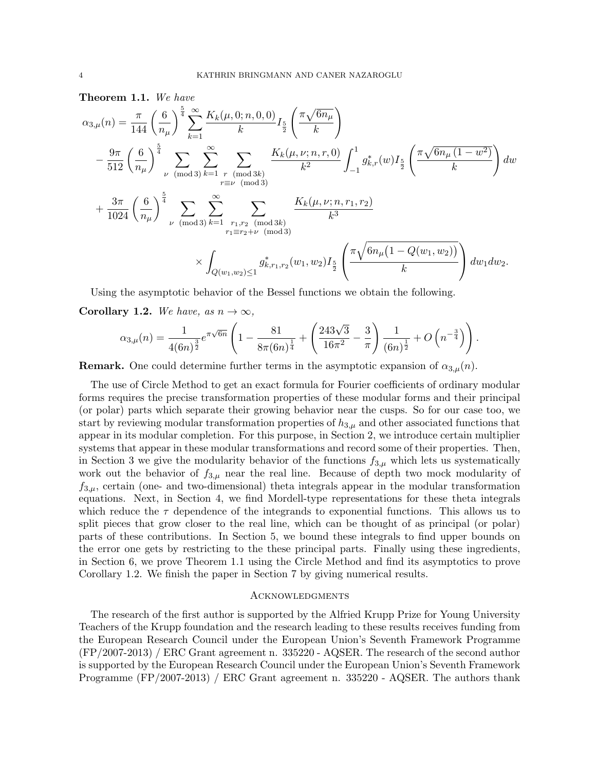**Theorem 1.1.** *We have*

$$
\begin{aligned}
\alpha_{3,\mu}(n) &= \frac{\pi}{144}\left(\frac{6}{n_\mu}\right)^{\frac{5}{4}} \sum_{k=1}^{\infty} \frac{K_k(\mu,0;n,0,0)}{k} I_{\frac{5}{2}}\left(\frac{\pi\sqrt{6n_\mu}}{k}\right) \\
&- \frac{9\pi}{512}\left(\frac{6}{n_\mu}\right)^{\frac{5}{4}} \sum_{\nu \pmod 3} \sum_{k=1}^{\infty} \sum_{\substack{r \pmod{3k} \\ r\equiv \nu \pmod 3}} \frac{K_k(\mu,\nu;n,r,0)}{k^2} \int_{-1}^{1} g^*_{k,r}(w) I_{\frac{5}{2}}\left(\frac{\pi\sqrt{6n_\mu\left(1-w^2\right)}}{k}\right) dw \\
&+ \frac{3\pi}{1024}\left(\frac{6}{n_\mu}\right)^{\frac{5}{4}} \sum_{\nu \pmod 3} \sum_{k=1}^{\infty} \sum_{\substack{r_1,r_2 \pmod{3k} \\ r_1\equiv r_2+\nu \pmod 3}} \frac{K_k(\mu,\nu;n,r_1,r_2)}{k^3} \\
&\qquad\qquad \times \int_{Q(w_1,w_2)\le 1} g^*_{k,r_1,r_2}(w_1,w_2) I_{\frac{5}{2}}\left(\frac{\pi\sqrt{6n_\mu\left(1-Q(w_1,w_2)\right)}}{k}\right) dw_1 dw_2.
\end{aligned}
$$

Using the asymptotic behavior of the Bessel functions we obtain the following.

**Corollary 1.2.** *We have, as $n\to\infty$,*

$$
\alpha_{3,\mu}(n) = \frac{1}{4(6n)^{\frac{3}{2}}} e^{\pi\sqrt{6n}} \left(1 - \frac{81}{8\pi(6n)^{\frac{1}{4}}} + \left(\frac{243\sqrt{3}}{16\pi^2} - \frac{3}{\pi}\right)\frac{1}{(6n)^{\frac{1}{2}}} + O\left(n^{-\frac{3}{4}}\right)\right).
$$

**Remark.** One could determine further terms in the asymptotic expansion of $\alpha_{3,\mu}(n)$.

The use of Circle Method to get an exact formula for Fourier coefficients of ordinary modular forms requires the precise transformation properties of these modular forms and their principal (or polar) parts which separate their growing behavior near the cusps. So for our case too, we start by reviewing modular transformation properties of $h_{3,\mu}$ and other associated functions that appear in its modular completion. For this purpose, in Section 2, we introduce certain multiplier systems that appear in these modular transformations and record some of their properties. Then, in Section 3 we give the modularity behavior of the functions $f_{3,\mu}$ which lets us systematically work out the behavior of $f_{3,\mu}$ near the real line. Because of depth two mock modularity of $f_{3,\mu}$, certain (one- and two-dimensional) theta integrals appear in the modular transformation equations. Next, in Section 4, we find Mordell-type representations for these theta integrals which reduce the $\tau$ dependence of the integrands to exponential functions. This allows us to split pieces that grow closer to the real line, which can be thought of as principal (or polar) parts of these contributions. In Section 5, we bound these integrals to find upper bounds on the error one gets by restricting to the these principal parts. Finally using these ingredients, in Section 6, we prove Theorem 1.1 using the Circle Method and find its asymptotics to prove Corollary 1.2. We finish the paper in Section 7 by giving numerical results.

## Acknowledgments

The research of the first author is supported by the Alfried Krupp Prize for Young University Teachers of the Krupp foundation and the research leading to these results receives funding from the European Research Council under the European Union's Seventh Framework Programme (FP/2007-2013) / ERC Grant agreement n. 335220 - AQSER. The research of the second author is supported by the European Research Council under the European Union's Seventh Framework Programme (FP/2007-2013) / ERC Grant agreement n. 335220 - AQSER. The authors thank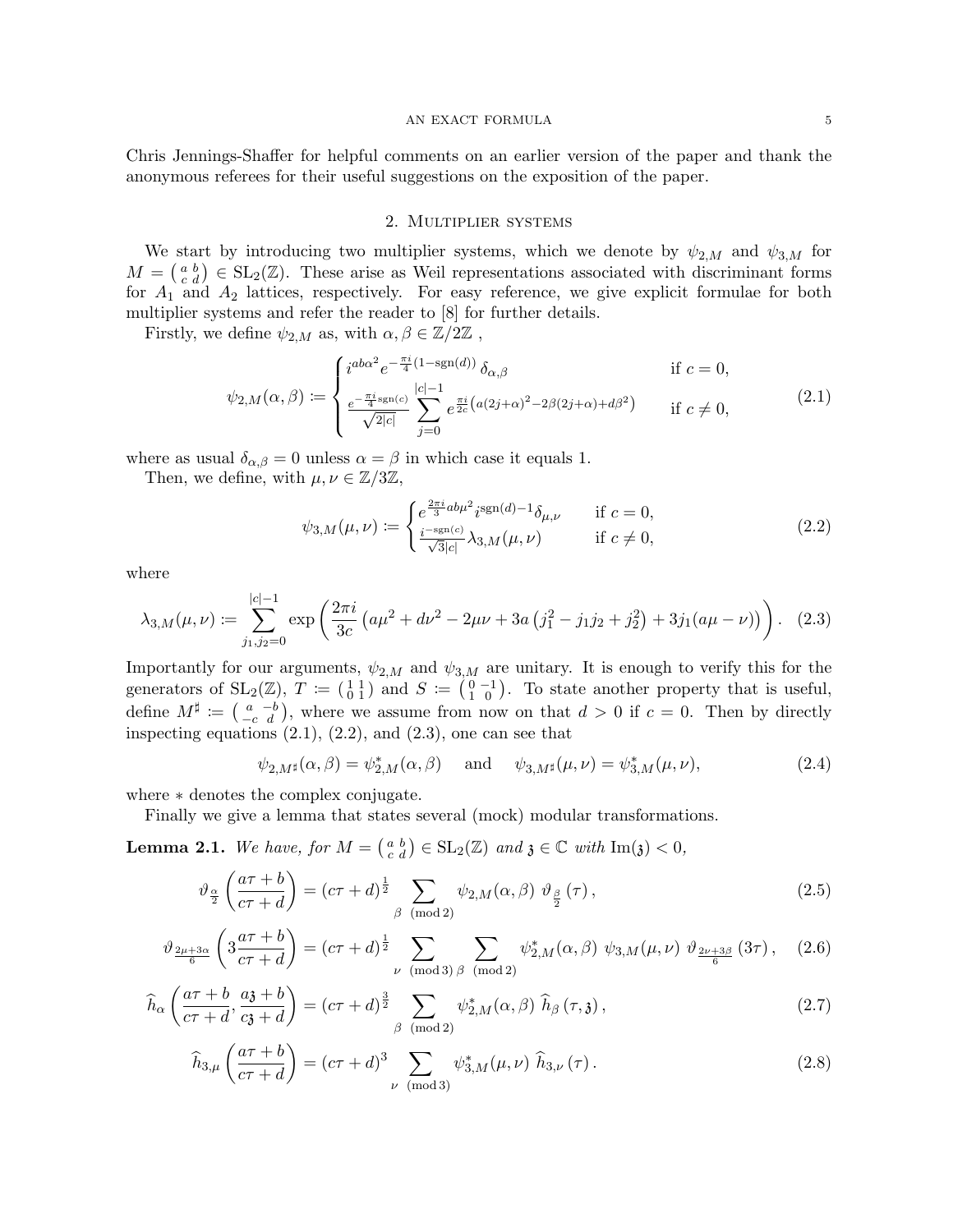Chris Jennings-Shaffer for helpful comments on an earlier version of the paper and thank the anonymous referees for their useful suggestions on the exposition of the paper.

## 2. Multiplier systems

We start by introducing two multiplier systems, which we denote by $\psi_{2,M}$ and $\psi_{3,M}$ for $M = \left(\begin{smallmatrix} a & b \\ c & d \end{smallmatrix}\right) \in \mathrm{SL}_2(\mathbb{Z})$. These arise as Weil representations associated with discriminant forms for $A_1$ and $A_2$ lattices, respectively. For easy reference, we give explicit formulae for both multiplier systems and refer the reader to [8] for further details.

Firstly, we define $\psi_{2,M}$ as, with $\alpha, \beta \in \mathbb{Z}/2\mathbb{Z}$ ,

$$\psi_{2,M}(\alpha,\beta) := \begin{cases} i^{ab\alpha^2} e^{-\frac{\pi i}{4}(1-\mathrm{sgn}(d))}\, \delta_{\alpha,\beta} & \text{if } c = 0, \\ \dfrac{e^{-\frac{\pi i}{4}\mathrm{sgn}(c)}}{\sqrt{2|c|}} \displaystyle\sum_{j=0}^{|c|-1} e^{\frac{\pi i}{2c}\left(a(2j+\alpha)^2 - 2\beta(2j+\alpha) + d\beta^2\right)} & \text{if } c \neq 0, \end{cases} \tag{2.1}$$

where as usual $\delta_{\alpha,\beta} = 0$ unless $\alpha = \beta$ in which case it equals 1.

Then, we define, with $\mu, \nu \in \mathbb{Z}/3\mathbb{Z}$,

$$\psi_{3,M}(\mu,\nu) := \begin{cases} e^{\frac{2\pi i}{3}ab\mu^2} i^{\mathrm{sgn}(d)-1} \delta_{\mu,\nu} & \text{if } c = 0, \\ \frac{i^{-\mathrm{sgn}(c)}}{\sqrt{3}|c|} \lambda_{3,M}(\mu,\nu) & \text{if } c \neq 0, \end{cases} \tag{2.2}$$

where

$$\lambda_{3,M}(\mu,\nu) := \sum_{j_1,j_2=0}^{|c|-1} \exp\left(\frac{2\pi i}{3c}\left(a\mu^2 + d\nu^2 - 2\mu\nu + 3a\left(j_1^2 - j_1 j_2 + j_2^2\right) + 3j_1(a\mu - \nu)\right)\right). \tag{2.3}$$

Importantly for our arguments, $\psi_{2,M}$ and $\psi_{3,M}$ are unitary. It is enough to verify this for the generators of $\mathrm{SL}_2(\mathbb{Z})$, $T := \left(\begin{smallmatrix} 1 & 1 \\ 0 & 1 \end{smallmatrix}\right)$ and $S := \left(\begin{smallmatrix} 0 & -1 \\ 1 & 0 \end{smallmatrix}\right)$. To state another property that is useful, define $M^\sharp := \left(\begin{smallmatrix} a & -b \\ -c & d \end{smallmatrix}\right)$, where we assume from now on that $d > 0$ if $c = 0$. Then by directly inspecting equations (2.1), (2.2), and (2.3), one can see that

$$\psi_{2,M^\sharp}(\alpha,\beta) = \psi_{2,M}^*(\alpha,\beta) \quad \text{and} \quad \psi_{3,M^\sharp}(\mu,\nu) = \psi_{3,M}^*(\mu,\nu), \tag{2.4}$$

where $*$ denotes the complex conjugate.

Finally we give a lemma that states several (mock) modular transformations.

**Lemma 2.1.** *We have, for $M = \left(\begin{smallmatrix} a & b \\ c & d \end{smallmatrix}\right) \in \mathrm{SL}_2(\mathbb{Z})$ and $\mathfrak{z} \in \mathbb{C}$ with $\mathrm{Im}(\mathfrak{z}) < 0$,*

$$\vartheta_{\frac{\alpha}{2}}\left(\frac{a\tau+b}{c\tau+d}\right) = (c\tau+d)^{\frac{1}{2}} \sum_{\beta \pmod 2} \psi_{2,M}(\alpha,\beta)\ \vartheta_{\frac{\beta}{2}}(\tau), \tag{2.5}$$

$$\vartheta_{\frac{2\mu+3\alpha}{6}}\left(3\frac{a\tau+b}{c\tau+d}\right) = (c\tau+d)^{\frac{1}{2}} \sum_{\nu \pmod 3} \sum_{\beta \pmod 2} \psi_{2,M}^*(\alpha,\beta)\ \psi_{3,M}(\mu,\nu)\ \vartheta_{\frac{2\nu+3\beta}{6}}(3\tau), \tag{2.6}$$

$$\widehat{h}_\alpha\left(\frac{a\tau+b}{c\tau+d}, \frac{a\mathfrak{z}+b}{c\mathfrak{z}+d}\right) = (c\tau+d)^{\frac{3}{2}} \sum_{\beta \pmod 2} \psi_{2,M}^*(\alpha,\beta)\ \widehat{h}_\beta(\tau,\mathfrak{z}), \tag{2.7}$$

$$\widehat{h}_{3,\mu}\left(\frac{a\tau+b}{c\tau+d}\right) = (c\tau+d)^3 \sum_{\nu \pmod 3} \psi_{3,M}^*(\mu,\nu)\ \widehat{h}_{3,\nu}(\tau). \tag{2.8}$$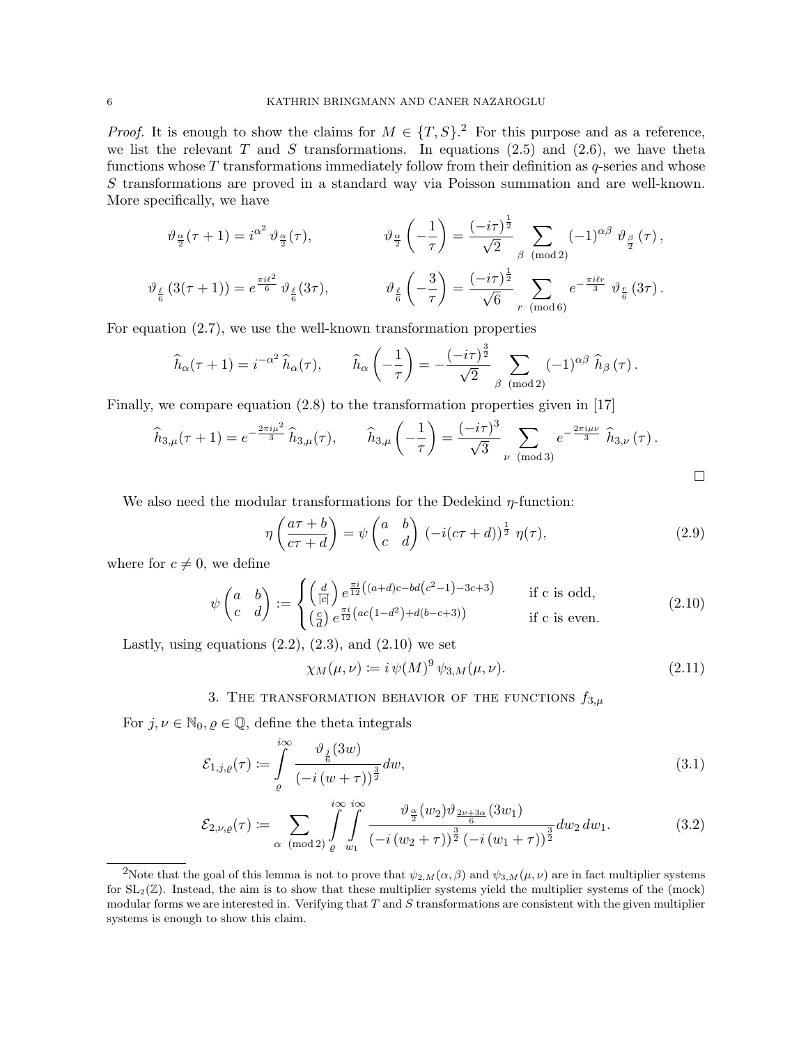*Proof.* It is enough to show the claims for $M \in \{T, S\}$.[2] For this purpose and as a reference, we list the relevant $T$ and $S$ transformations. In equations (2.5) and (2.6), we have theta functions whose $T$ transformations immediately follow from their definition as $q$-series and whose $S$ transformations are proved in a standard way via Poisson summation and are well-known. More specifically, we have

$$\vartheta_{\frac{\alpha}{2}}(\tau+1) = i^{\alpha^2}\,\vartheta_{\frac{\alpha}{2}}(\tau), \qquad \vartheta_{\frac{\alpha}{2}}\left(-\frac{1}{\tau}\right) = \frac{(-i\tau)^{\frac{1}{2}}}{\sqrt{2}} \sum_{\beta \pmod 2} (-1)^{\alpha\beta}\,\vartheta_{\frac{\beta}{2}}(\tau),$$

$$\vartheta_{\frac{\ell}{6}}(3(\tau+1)) = e^{\frac{\pi i \ell^2}{6}}\,\vartheta_{\frac{\ell}{6}}(3\tau), \qquad \vartheta_{\frac{\ell}{6}}\left(-\frac{3}{\tau}\right) = \frac{(-i\tau)^{\frac{1}{2}}}{\sqrt{6}} \sum_{r \pmod 6} e^{-\frac{\pi i \ell r}{3}}\,\vartheta_{\frac{r}{6}}(3\tau).$$

For equation (2.7), we use the well-known transformation properties

$$\widehat{h}_\alpha(\tau+1) = i^{-\alpha^2}\,\widehat{h}_\alpha(\tau), \qquad \widehat{h}_\alpha\left(-\frac{1}{\tau}\right) = -\frac{(-i\tau)^{\frac{3}{2}}}{\sqrt{2}} \sum_{\beta \pmod 2} (-1)^{\alpha\beta}\,\widehat{h}_\beta(\tau).$$

Finally, we compare equation (2.8) to the transformation properties given in [17]

$$\widehat{h}_{3,\mu}(\tau+1) = e^{-\frac{2\pi i \mu^2}{3}}\,\widehat{h}_{3,\mu}(\tau), \qquad \widehat{h}_{3,\mu}\left(-\frac{1}{\tau}\right) = \frac{(-i\tau)^3}{\sqrt{3}} \sum_{\nu \pmod 3} e^{-\frac{2\pi i \mu\nu}{3}}\,\widehat{h}_{3,\nu}(\tau).$$

□

We also need the modular transformations for the Dedekind $\eta$-function:

$$\eta\left(\frac{a\tau+b}{c\tau+d}\right) = \psi\begin{pmatrix} a & b \\ c & d \end{pmatrix} (-i(c\tau+d))^{\frac{1}{2}}\,\eta(\tau), \tag{2.9}$$

where for $c \neq 0$, we define

$$\psi\begin{pmatrix} a & b \\ c & d \end{pmatrix} := \begin{cases} \left(\frac{d}{|c|}\right) e^{\frac{\pi i}{12}\left((a+d)c - bd\left(c^2-1\right) - 3c + 3\right)} & \text{if c is odd,} \\ \left(\frac{c}{d}\right) e^{\frac{\pi i}{12}\left(ac\left(1-d^2\right) + d(b-c+3)\right)} & \text{if c is even.} \end{cases} \tag{2.10}$$

Lastly, using equations (2.2), (2.3), and (2.10) we set

$$\chi_M(\mu,\nu) := i\,\psi(M)^9\,\psi_{3,M}(\mu,\nu). \tag{2.11}$$

## 3. The transformation behavior of the functions $f_{3,\mu}$

For $j, \nu \in \mathbb{N}_0$, $\varrho \in \mathbb{Q}$, define the theta integrals

$$\mathcal{E}_{1,j,\varrho}(\tau) := \int_{\varrho}^{i\infty} \frac{\vartheta_{\frac{j}{6}}(3w)}{(-i(w+\tau))^{\frac{3}{2}}} dw, \tag{3.1}$$

$$\mathcal{E}_{2,\nu,\varrho}(\tau) := \sum_{\alpha \pmod 2} \int_{\varrho}^{i\infty} \int_{w_1}^{i\infty} \frac{\vartheta_{\frac{\alpha}{2}}(w_2)\vartheta_{\frac{2\nu+3\alpha}{6}}(3w_1)}{(-i(w_2+\tau))^{\frac{3}{2}}(-i(w_1+\tau))^{\frac{3}{2}}} dw_2\,dw_1. \tag{3.2}$$

[2] Note that the goal of this lemma is not to prove that $\psi_{2,M}(\alpha,\beta)$ and $\psi_{3,M}(\mu,\nu)$ are in fact multiplier systems for $\mathrm{SL}_2(\mathbb{Z})$. Instead, the aim is to show that these multiplier systems yield the multiplier systems of the (mock) modular forms we are interested in. Verifying that $T$ and $S$ transformations are consistent with the given multiplier systems is enough to show this claim.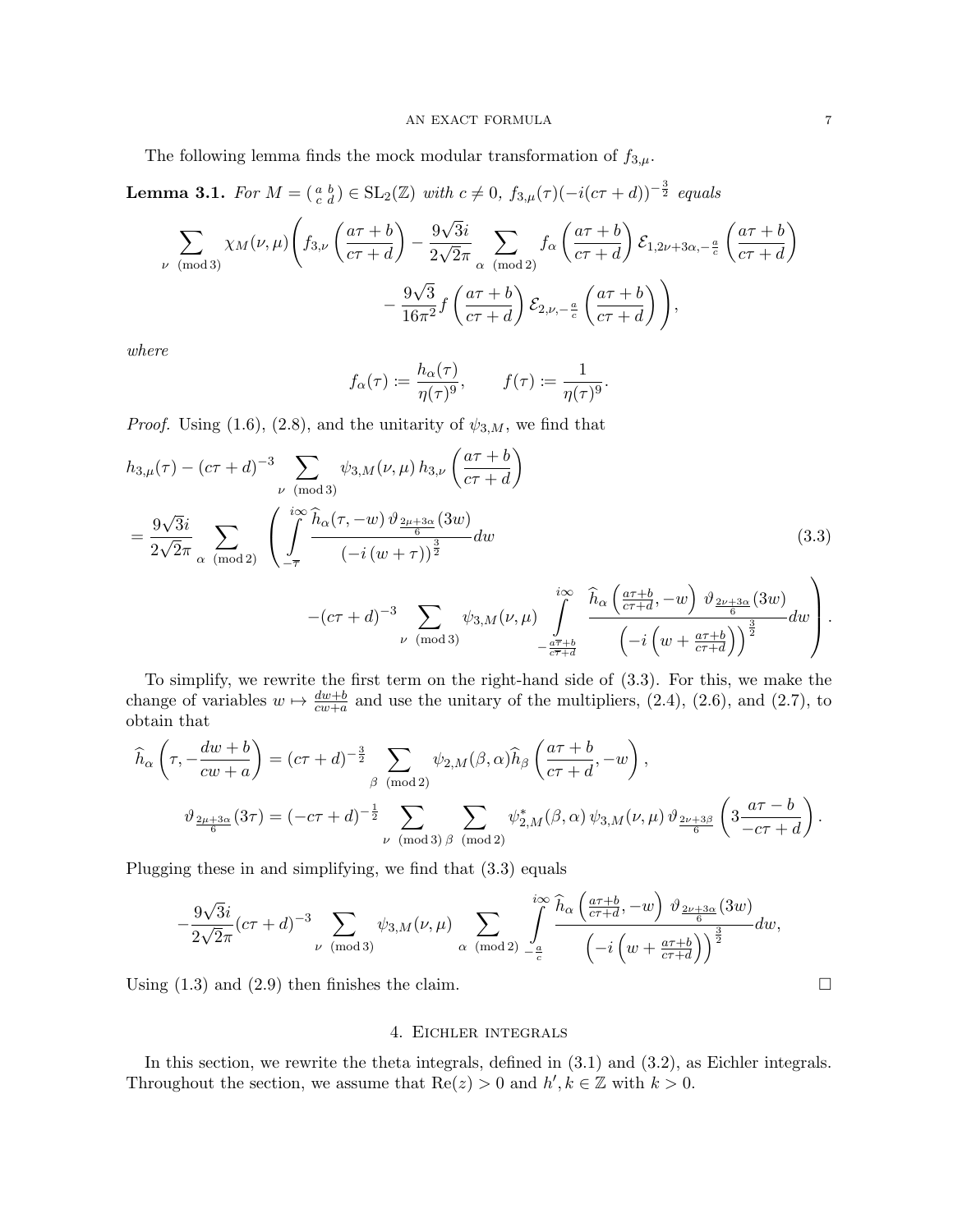The following lemma finds the mock modular transformation of $f_{3,\mu}$.

**Lemma 3.1.** *For $M = \left(\begin{smallmatrix} a & b \\ c & d \end{smallmatrix}\right) \in \mathrm{SL}_2(\mathbb{Z})$ with $c \neq 0$, $f_{3,\mu}(\tau)(-i(c\tau+d))^{-\frac{3}{2}}$ equals*

$$\sum_{\nu \pmod 3} \chi_M(\nu,\mu) \Bigg( f_{3,\nu}\left(\frac{a\tau+b}{c\tau+d}\right) - \frac{9\sqrt{3}i}{2\sqrt{2}\pi} \sum_{\alpha \pmod 2} f_\alpha\left(\frac{a\tau+b}{c\tau+d}\right) \mathcal{E}_{1,2\nu+3\alpha,-\frac{a}{c}}\left(\frac{a\tau+b}{c\tau+d}\right) - \frac{9\sqrt{3}}{16\pi^2} f\left(\frac{a\tau+b}{c\tau+d}\right) \mathcal{E}_{2,\nu,-\frac{a}{c}}\left(\frac{a\tau+b}{c\tau+d}\right) \Bigg),$$

*where*

$$f_\alpha(\tau) := \frac{h_\alpha(\tau)}{\eta(\tau)^9}, \qquad f(\tau) := \frac{1}{\eta(\tau)^9}.$$

*Proof.* Using (1.6), (2.8), and the unitarity of $\psi_{3,M}$, we find that

$$\begin{aligned} h_{3,\mu}(\tau) &- (c\tau+d)^{-3} \sum_{\nu \pmod 3} \psi_{3,M}(\nu,\mu)\, h_{3,\nu}\left(\frac{a\tau+b}{c\tau+d}\right) \\ &= \frac{9\sqrt{3}i}{2\sqrt{2}\pi} \sum_{\alpha \pmod 2} \left( \int_{-\overline{\tau}}^{i\infty} \frac{\widehat{h}_\alpha(\tau,-w)\, \vartheta_{\frac{2\mu+3\alpha}{6}}(3w)}{(-i(w+\tau))^{\frac{3}{2}}} dw \right. \\ &\qquad \left. - (c\tau+d)^{-3} \sum_{\nu \pmod 3} \psi_{3,M}(\nu,\mu) \int_{-\frac{a\overline{\tau}+b}{c\overline{\tau}+d}}^{i\infty} \frac{\widehat{h}_\alpha\left(\frac{a\tau+b}{c\tau+d},-w\right) \vartheta_{\frac{2\nu+3\alpha}{6}}(3w)}{\left(-i\left(w+\frac{a\tau+b}{c\tau+d}\right)\right)^{\frac{3}{2}}} dw \right). \end{aligned} \tag{3.3}$$

To simplify, we rewrite the first term on the right-hand side of (3.3). For this, we make the change of variables $w \mapsto \frac{dw+b}{cw+a}$ and use the unitary of the multipliers, (2.4), (2.6), and (2.7), to obtain that

$$\widehat{h}_\alpha\left(\tau, -\frac{dw+b}{cw+a}\right) = (c\tau+d)^{-\frac{3}{2}} \sum_{\beta \pmod 2} \psi_{2,M}(\beta,\alpha) \widehat{h}_\beta\left(\frac{a\tau+b}{c\tau+d}, -w\right),$$

$$\vartheta_{\frac{2\mu+3\alpha}{6}}(3\tau) = (-c\tau+d)^{-\frac{1}{2}} \sum_{\nu \pmod 3} \sum_{\beta \pmod 2} \psi_{2,M}^*(\beta,\alpha)\, \psi_{3,M}(\nu,\mu)\, \vartheta_{\frac{2\nu+3\beta}{6}}\left(3\frac{a\tau-b}{-c\tau+d}\right).$$

Plugging these in and simplifying, we find that (3.3) equals

$$-\frac{9\sqrt{3}i}{2\sqrt{2}\pi}(c\tau+d)^{-3} \sum_{\nu \pmod 3} \psi_{3,M}(\nu,\mu) \sum_{\alpha \pmod 2} \int_{-\frac{a}{c}}^{i\infty} \frac{\widehat{h}_\alpha\left(\frac{a\tau+b}{c\tau+d},-w\right) \vartheta_{\frac{2\nu+3\alpha}{6}}(3w)}{\left(-i\left(w+\frac{a\tau+b}{c\tau+d}\right)\right)^{\frac{3}{2}}} dw,$$

Using (1.3) and (2.9) then finishes the claim. $\square$

## 4. Eichler integrals

In this section, we rewrite the theta integrals, defined in (3.1) and (3.2), as Eichler integrals. Throughout the section, we assume that $\mathrm{Re}(z) > 0$ and $h', k \in \mathbb{Z}$ with $k > 0$.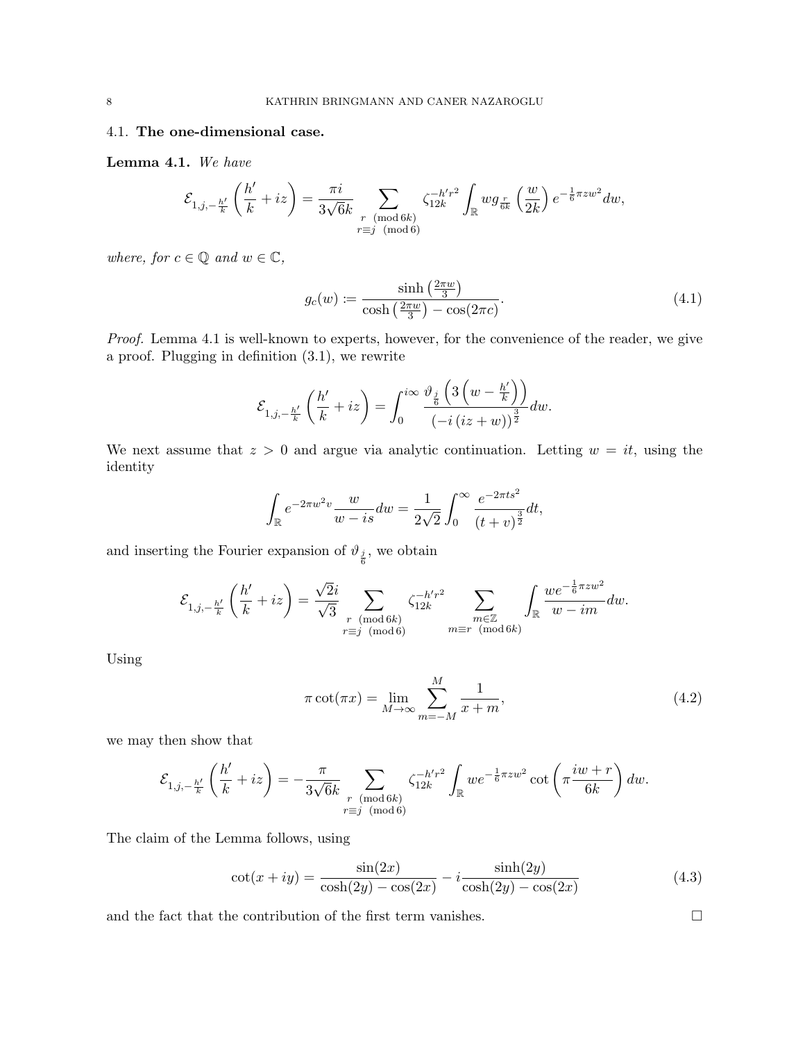### 4.1. **The one-dimensional case.**

**Lemma 4.1.** *We have*

$$\mathcal{E}_{1,j,-\frac{h'}{k}}\left(\frac{h'}{k}+iz\right)=\frac{\pi i}{3\sqrt{6}k}\sum_{\substack{r \pmod{6k}\\ r\equiv j \pmod 6}}\zeta_{12k}^{-h'r^2}\int_{\mathbb{R}} w g_{\frac{r}{6k}}\left(\frac{w}{2k}\right)e^{-\frac{1}{6}\pi z w^2}dw,$$

*where, for $c\in\mathbb{Q}$ and $w\in\mathbb{C}$,*

$$g_c(w):=\frac{\sinh\left(\frac{2\pi w}{3}\right)}{\cosh\left(\frac{2\pi w}{3}\right)-\cos(2\pi c)}. \tag{4.1}$$

*Proof.* Lemma 4.1 is well-known to experts, however, for the convenience of the reader, we give a proof. Plugging in definition (3.1), we rewrite

$$\mathcal{E}_{1,j,-\frac{h'}{k}}\left(\frac{h'}{k}+iz\right)=\int_0^{i\infty}\frac{\vartheta_{\frac{j}{6}}\left(3\left(w-\frac{h'}{k}\right)\right)}{\left(-i\left(iz+w\right)\right)^{\frac{3}{2}}}dw.$$

We next assume that $z>0$ and argue via analytic continuation. Letting $w=it$, using the identity

$$\int_{\mathbb{R}}e^{-2\pi w^2 v}\frac{w}{w-is}dw=\frac{1}{2\sqrt{2}}\int_0^\infty\frac{e^{-2\pi t s^2}}{(t+v)^{\frac{3}{2}}}dt,$$

and inserting the Fourier expansion of $\vartheta_{\frac{j}{6}}$, we obtain

$$\mathcal{E}_{1,j,-\frac{h'}{k}}\left(\frac{h'}{k}+iz\right)=\frac{\sqrt{2}i}{\sqrt{3}}\sum_{\substack{r \pmod{6k}\\ r\equiv j \pmod 6}}\zeta_{12k}^{-h'r^2}\sum_{\substack{m\in\mathbb{Z}\\ m\equiv r \pmod{6k}}}\int_{\mathbb{R}}\frac{we^{-\frac{1}{6}\pi z w^2}}{w-im}dw.$$

Using

$$\pi\cot(\pi x)=\lim_{M\to\infty}\sum_{m=-M}^{M}\frac{1}{x+m}, \tag{4.2}$$

we may then show that

$$\mathcal{E}_{1,j,-\frac{h'}{k}}\left(\frac{h'}{k}+iz\right)=-\frac{\pi}{3\sqrt{6}k}\sum_{\substack{r \pmod{6k}\\ r\equiv j \pmod 6}}\zeta_{12k}^{-h'r^2}\int_{\mathbb{R}}we^{-\frac{1}{6}\pi z w^2}\cot\left(\pi\frac{iw+r}{6k}\right)dw.$$

The claim of the Lemma follows, using

$$\cot(x+iy)=\frac{\sin(2x)}{\cosh(2y)-\cos(2x)}-i\frac{\sinh(2y)}{\cosh(2y)-\cos(2x)} \tag{4.3}$$

and the fact that the contribution of the first term vanishes. $\square$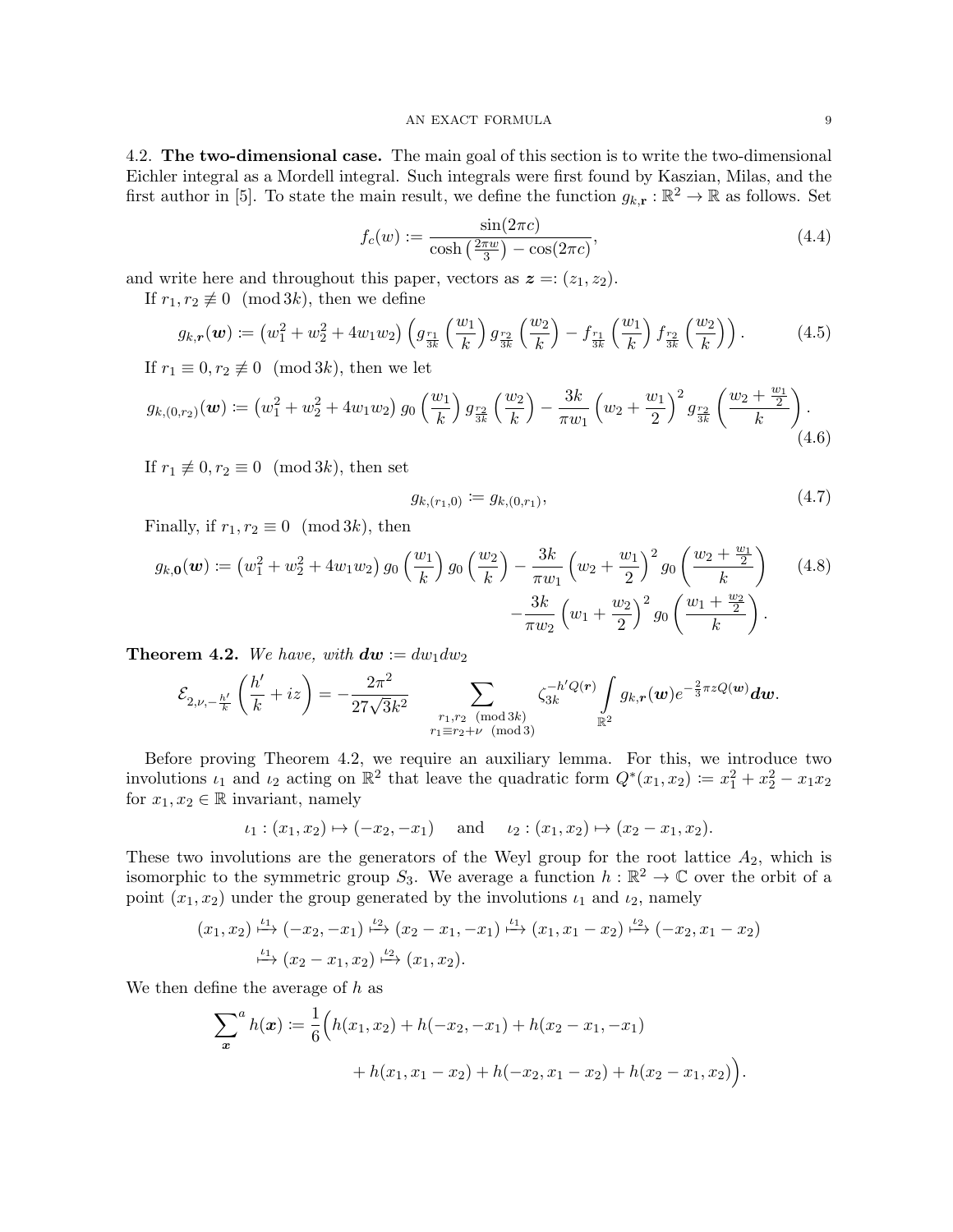4.2. **The two-dimensional case.** The main goal of this section is to write the two-dimensional Eichler integral as a Mordell integral. Such integrals were first found by Kaszian, Milas, and the first author in [5]. To state the main result, we define the function $g_{k,\mathbf{r}} : \mathbb{R}^2 \to \mathbb{R}$ as follows. Set

$$f_c(w) := \frac{\sin(2\pi c)}{\cosh\left(\frac{2\pi w}{3}\right) - \cos(2\pi c)}, \tag{4.4}$$

and write here and throughout this paper, vectors as $\boldsymbol{z} =: (z_1, z_2)$.

If $r_1, r_2 \not\equiv 0 \pmod{3k}$, then we define

$$g_{k,\boldsymbol{r}}(\boldsymbol{w}) := \left(w_1^2 + w_2^2 + 4w_1w_2\right)\left(g_{\frac{r_1}{3k}}\left(\frac{w_1}{k}\right) g_{\frac{r_2}{3k}}\left(\frac{w_2}{k}\right) - f_{\frac{r_1}{3k}}\left(\frac{w_1}{k}\right) f_{\frac{r_2}{3k}}\left(\frac{w_2}{k}\right)\right). \tag{4.5}$$

If $r_1 \equiv 0, r_2 \not\equiv 0 \pmod{3k}$, then we let

$$g_{k,(0,r_2)}(\boldsymbol{w}) := \left(w_1^2 + w_2^2 + 4w_1w_2\right) g_0\left(\frac{w_1}{k}\right) g_{\frac{r_2}{3k}}\left(\frac{w_2}{k}\right) - \frac{3k}{\pi w_1}\left(w_2 + \frac{w_1}{2}\right)^2 g_{\frac{r_2}{3k}}\left(\frac{w_2 + \frac{w_1}{2}}{k}\right). \tag{4.6}$$

If $r_1 \not\equiv 0, r_2 \equiv 0 \pmod{3k}$, then set

$$g_{k,(r_1,0)} := g_{k,(0,r_1)}, \tag{4.7}$$

Finally, if $r_1, r_2 \equiv 0 \pmod{3k}$, then

$$g_{k,\boldsymbol{0}}(\boldsymbol{w}) := \left(w_1^2 + w_2^2 + 4w_1w_2\right) g_0\left(\frac{w_1}{k}\right) g_0\left(\frac{w_2}{k}\right) - \frac{3k}{\pi w_1}\left(w_2 + \frac{w_1}{2}\right)^2 g_0\left(\frac{w_2 + \frac{w_1}{2}}{k}\right) - \frac{3k}{\pi w_2}\left(w_1 + \frac{w_2}{2}\right)^2 g_0\left(\frac{w_1 + \frac{w_2}{2}}{k}\right). \tag{4.8}$$

**Theorem 4.2.** *We have, with $\boldsymbol{dw} := dw_1 dw_2$*

$$\mathcal{E}_{2,\nu,-\frac{h'}{k}}\left(\frac{h'}{k} + iz\right) = -\frac{2\pi^2}{27\sqrt{3}k^2} \sum_{\substack{r_1, r_2 \pmod{3k} \\ r_1 \equiv r_2 + \nu \pmod 3}} \zeta_{3k}^{-h'Q(\boldsymbol{r})} \int_{\mathbb{R}^2} g_{k,\boldsymbol{r}}(\boldsymbol{w}) e^{-\frac{2}{3}\pi z Q(\boldsymbol{w})} \boldsymbol{dw}.$$

Before proving Theorem 4.2, we require an auxiliary lemma. For this, we introduce two involutions $\iota_1$ and $\iota_2$ acting on $\mathbb{R}^2$ that leave the quadratic form $Q^*(x_1, x_2) := x_1^2 + x_2^2 - x_1x_2$ for $x_1, x_2 \in \mathbb{R}$ invariant, namely

$$\iota_1 : (x_1, x_2) \mapsto (-x_2, -x_1) \quad \text{and} \quad \iota_2 : (x_1, x_2) \mapsto (x_2 - x_1, x_2).$$

These two involutions are the generators of the Weyl group for the root lattice $A_2$, which is isomorphic to the symmetric group $S_3$. We average a function $h : \mathbb{R}^2 \to \mathbb{C}$ over the orbit of a point $(x_1, x_2)$ under the group generated by the involutions $\iota_1$ and $\iota_2$, namely

$$(x_1, x_2) \overset{\iota_1}{\longmapsto} (-x_2, -x_1) \overset{\iota_2}{\longmapsto} (x_2 - x_1, -x_1) \overset{\iota_1}{\longmapsto} (x_1, x_1 - x_2) \overset{\iota_2}{\longmapsto} (-x_2, x_1 - x_2)$$
$$\overset{\iota_1}{\longmapsto} (x_2 - x_1, x_2) \overset{\iota_2}{\longmapsto} (x_1, x_2).$$

We then define the average of $h$ as

$$\sum_{\boldsymbol{x}}{}^{a}\, h(\boldsymbol{x}) := \frac{1}{6}\Big(h(x_1, x_2) + h(-x_2, -x_1) + h(x_2 - x_1, -x_1) + h(x_1, x_1 - x_2) + h(-x_2, x_1 - x_2) + h(x_2 - x_1, x_2)\Big).$$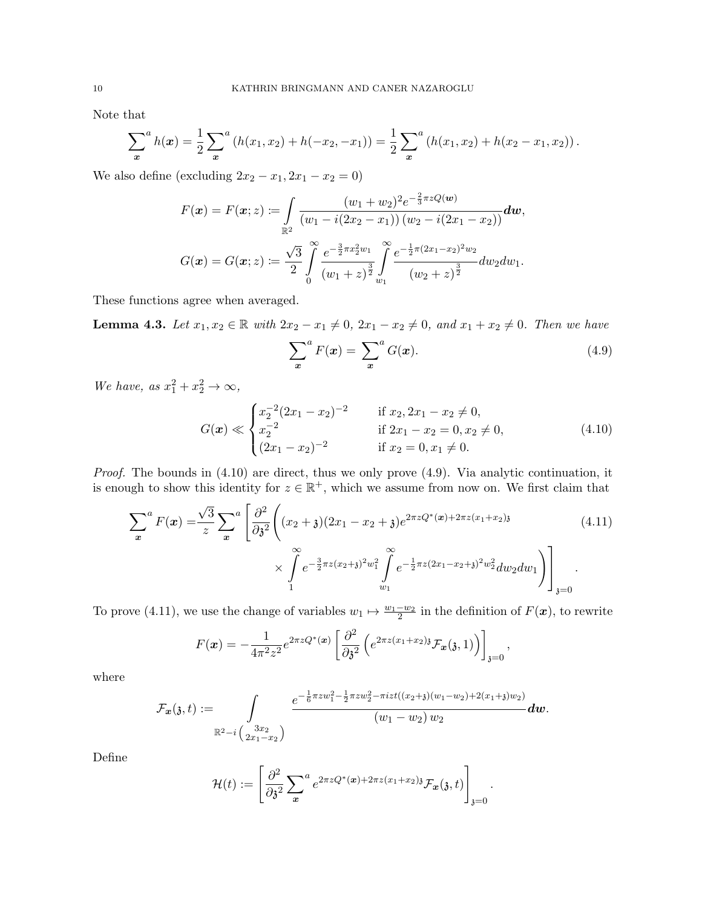Note that

$$\sum_{\boldsymbol{x}}^{a} h(\boldsymbol{x}) = \frac{1}{2}\sum_{\boldsymbol{x}}^{a} \left(h(x_1,x_2) + h(-x_2,-x_1)\right) = \frac{1}{2}\sum_{\boldsymbol{x}}^{a} \left(h(x_1,x_2) + h(x_2-x_1,x_2)\right).$$

We also define (excluding $2x_2 - x_1, 2x_1 - x_2 = 0$)

$$F(\boldsymbol{x}) = F(\boldsymbol{x};z) := \int_{\mathbb{R}^2} \frac{(w_1+w_2)^2 e^{-\frac{2}{3}\pi z Q(\boldsymbol{w})}}{(w_1 - i(2x_2-x_1))\,(w_2 - i(2x_1-x_2))}\boldsymbol{dw},$$

$$G(\boldsymbol{x}) = G(\boldsymbol{x};z) := \frac{\sqrt{3}}{2}\int_0^\infty \frac{e^{-\frac{3}{2}\pi x_2^2 w_1}}{(w_1+z)^{\frac{3}{2}}}\int_{w_1}^\infty \frac{e^{-\frac{1}{2}\pi(2x_1-x_2)^2 w_2}}{(w_2+z)^{\frac{3}{2}}}dw_2 dw_1.$$

These functions agree when averaged.

**Lemma 4.3.** *Let $x_1, x_2 \in \mathbb{R}$ with $2x_2 - x_1 \neq 0$, $2x_1 - x_2 \neq 0$, and $x_1 + x_2 \neq 0$. Then we have*

$$\sum_{\boldsymbol{x}}^{a} F(\boldsymbol{x}) = \sum_{\boldsymbol{x}}^{a} G(\boldsymbol{x}). \tag{4.9}$$

*We have, as $x_1^2 + x_2^2 \to \infty$,*

$$G(\boldsymbol{x}) \ll \begin{cases} x_2^{-2}(2x_1-x_2)^{-2} & \text{if } x_2, 2x_1 - x_2 \neq 0,\\ x_2^{-2} & \text{if } 2x_1 - x_2 = 0, x_2 \neq 0,\\ (2x_1-x_2)^{-2} & \text{if } x_2 = 0, x_1 \neq 0. \end{cases} \tag{4.10}$$

*Proof.* The bounds in (4.10) are direct, thus we only prove (4.9). Via analytic continuation, it is enough to show this identity for $z \in \mathbb{R}^+$, which we assume from now on. We first claim that

$$\sum_{\boldsymbol{x}}^{a} F(\boldsymbol{x}) = \frac{\sqrt{3}}{z}\sum_{\boldsymbol{x}}^{a}\left[\frac{\partial^2}{\partial \mathfrak{z}^2}\left((x_2+\mathfrak{z})(2x_1-x_2+\mathfrak{z})e^{2\pi z Q^*(\boldsymbol{x}) + 2\pi z(x_1+x_2)\mathfrak{z}} \times \int_1^\infty e^{-\frac{3}{2}\pi z(x_2+\mathfrak{z})^2 w_1^2}\int_{w_1}^\infty e^{-\frac{1}{2}\pi z(2x_1-x_2+\mathfrak{z})^2 w_2^2} dw_2 dw_1\right)\right]_{\mathfrak{z}=0}. \tag{4.11}$$

To prove (4.11), we use the change of variables $w_1 \mapsto \frac{w_1 - w_2}{2}$ in the definition of $F(\boldsymbol{x})$, to rewrite

$$F(\boldsymbol{x}) = -\frac{1}{4\pi^2 z^2} e^{2\pi z Q^*(\boldsymbol{x})}\left[\frac{\partial^2}{\partial \mathfrak{z}^2}\left(e^{2\pi z(x_1+x_2)\mathfrak{z}}\mathcal{F}_{\boldsymbol{x}}(\mathfrak{z},1)\right)\right]_{\mathfrak{z}=0},$$

where

$$\mathcal{F}_{\boldsymbol{x}}(\mathfrak{z},t) := \int_{\mathbb{R}^2 - i\left(\begin{smallmatrix} 3x_2 \\ 2x_1 - x_2\end{smallmatrix}\right)} \frac{e^{-\frac{1}{6}\pi z w_1^2 - \frac{1}{2}\pi z w_2^2 - \pi i z t((x_2+\mathfrak{z})(w_1-w_2) + 2(x_1+\mathfrak{z})w_2)}}{(w_1 - w_2)\, w_2}\boldsymbol{dw}.$$

Define

$$\mathcal{H}(t) := \left[\frac{\partial^2}{\partial \mathfrak{z}^2}\sum_{\boldsymbol{x}}^{a} e^{2\pi z Q^*(\boldsymbol{x}) + 2\pi z(x_1+x_2)\mathfrak{z}}\mathcal{F}_{\boldsymbol{x}}(\mathfrak{z},t)\right]_{\mathfrak{z}=0}.$$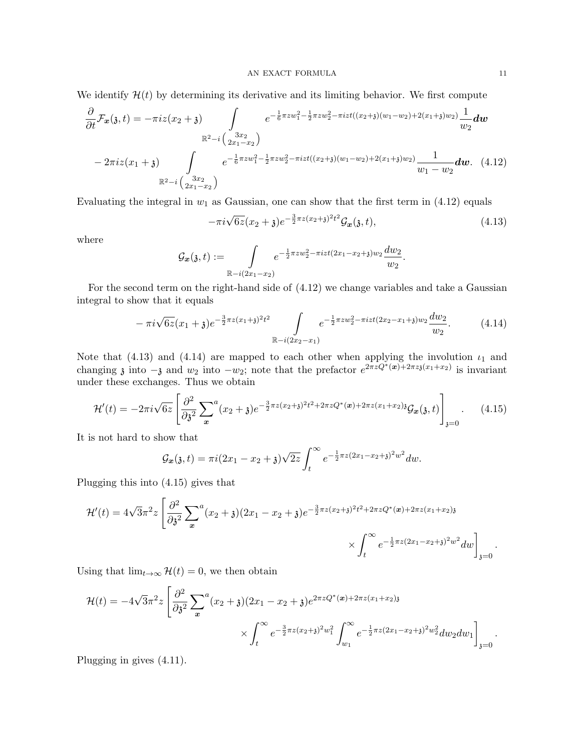We identify $\mathcal{H}(t)$ by determining its derivative and its limiting behavior. We first compute

$$\frac{\partial}{\partial t}\mathcal{F}_{\boldsymbol{x}}(\mathfrak{z},t) = -\pi i z(x_2+\mathfrak{z}) \int\limits_{\mathbb{R}^2 - i\binom{3x_2}{2x_1-x_2}} e^{-\frac{1}{6}\pi z w_1^2 - \frac{1}{2}\pi z w_2^2 - \pi i z t((x_2+\mathfrak{z})(w_1-w_2)+2(x_1+\mathfrak{z})w_2)} \frac{1}{w_2} \boldsymbol{dw}$$
$$- 2\pi i z(x_1+\mathfrak{z}) \int\limits_{\mathbb{R}^2 - i\binom{3x_2}{2x_1-x_2}} e^{-\frac{1}{6}\pi z w_1^2 - \frac{1}{2}\pi z w_2^2 - \pi i z t((x_2+\mathfrak{z})(w_1-w_2)+2(x_1+\mathfrak{z})w_2)} \frac{1}{w_1-w_2} \boldsymbol{dw}. \quad (4.12)$$

Evaluating the integral in $w_1$ as Gaussian, one can show that the first term in (4.12) equals

$$-\pi i\sqrt{6z}(x_2+\mathfrak{z})e^{-\frac{3}{2}\pi z(x_2+\mathfrak{z})^2t^2}\mathcal{G}_{\boldsymbol{x}}(\mathfrak{z},t), \quad (4.13)$$

where

$$\mathcal{G}_{\boldsymbol{x}}(\mathfrak{z},t) := \int\limits_{\mathbb{R}-i(2x_1-x_2)} e^{-\frac{1}{2}\pi z w_2^2 - \pi i z t(2x_1-x_2+\mathfrak{z})w_2} \frac{dw_2}{w_2}.$$

For the second term on the right-hand side of (4.12) we change variables and take a Gaussian integral to show that it equals

$$-\pi i\sqrt{6z}(x_1+\mathfrak{z})e^{-\frac{3}{2}\pi z(x_1+\mathfrak{z})^2t^2} \int\limits_{\mathbb{R}-i(2x_2-x_1)} e^{-\frac{1}{2}\pi z w_2^2 - \pi i z t(2x_2-x_1+\mathfrak{z})w_2} \frac{dw_2}{w_2}. \quad (4.14)$$

Note that (4.13) and (4.14) are mapped to each other when applying the involution $\iota_1$ and changing $\mathfrak{z}$ into $-\mathfrak{z}$ and $w_2$ into $-w_2$; note that the prefactor $e^{2\pi z Q^*(\boldsymbol{x})+2\pi z\mathfrak{z}(x_1+x_2)}$ is invariant under these exchanges. Thus we obtain

$$\mathcal{H}'(t) = -2\pi i\sqrt{6z}\left[\frac{\partial^2}{\partial\mathfrak{z}^2}\sum_{\boldsymbol{x}}{}^a (x_2+\mathfrak{z})e^{-\frac{3}{2}\pi z(x_2+\mathfrak{z})^2t^2+2\pi z Q^*(\boldsymbol{x})+2\pi z(x_1+x_2)\mathfrak{z}}\mathcal{G}_{\boldsymbol{x}}(\mathfrak{z},t)\right]_{\mathfrak{z}=0}. \quad (4.15)$$

It is not hard to show that

$$\mathcal{G}_{\boldsymbol{x}}(\mathfrak{z},t) = \pi i(2x_1-x_2+\mathfrak{z})\sqrt{2z}\int_t^\infty e^{-\frac{1}{2}\pi z(2x_1-x_2+\mathfrak{z})^2w^2}dw.$$

Plugging this into (4.15) gives that

$$\mathcal{H}'(t) = 4\sqrt{3}\pi^2 z\left[\frac{\partial^2}{\partial\mathfrak{z}^2}\sum_{\boldsymbol{x}}{}^a (x_2+\mathfrak{z})(2x_1-x_2+\mathfrak{z})e^{-\frac{3}{2}\pi z(x_2+\mathfrak{z})^2t^2+2\pi z Q^*(\boldsymbol{x})+2\pi z(x_1+x_2)\mathfrak{z}} \times\int_t^\infty e^{-\frac{1}{2}\pi z(2x_1-x_2+\mathfrak{z})^2w^2}dw\right]_{\mathfrak{z}=0}.$$

Using that $\lim_{t\to\infty}\mathcal{H}(t)=0$, we then obtain

$$\mathcal{H}(t) = -4\sqrt{3}\pi^2 z\left[\frac{\partial^2}{\partial\mathfrak{z}^2}\sum_{\boldsymbol{x}}{}^a (x_2+\mathfrak{z})(2x_1-x_2+\mathfrak{z})e^{2\pi z Q^*(\boldsymbol{x})+2\pi z(x_1+x_2)\mathfrak{z}} \times\int_t^\infty e^{-\frac{3}{2}\pi z(x_2+\mathfrak{z})^2w_1^2}\int_{w_1}^\infty e^{-\frac{1}{2}\pi z(2x_1-x_2+\mathfrak{z})^2w_2^2}dw_2dw_1\right]_{\mathfrak{z}=0}.$$

Plugging in gives (4.11).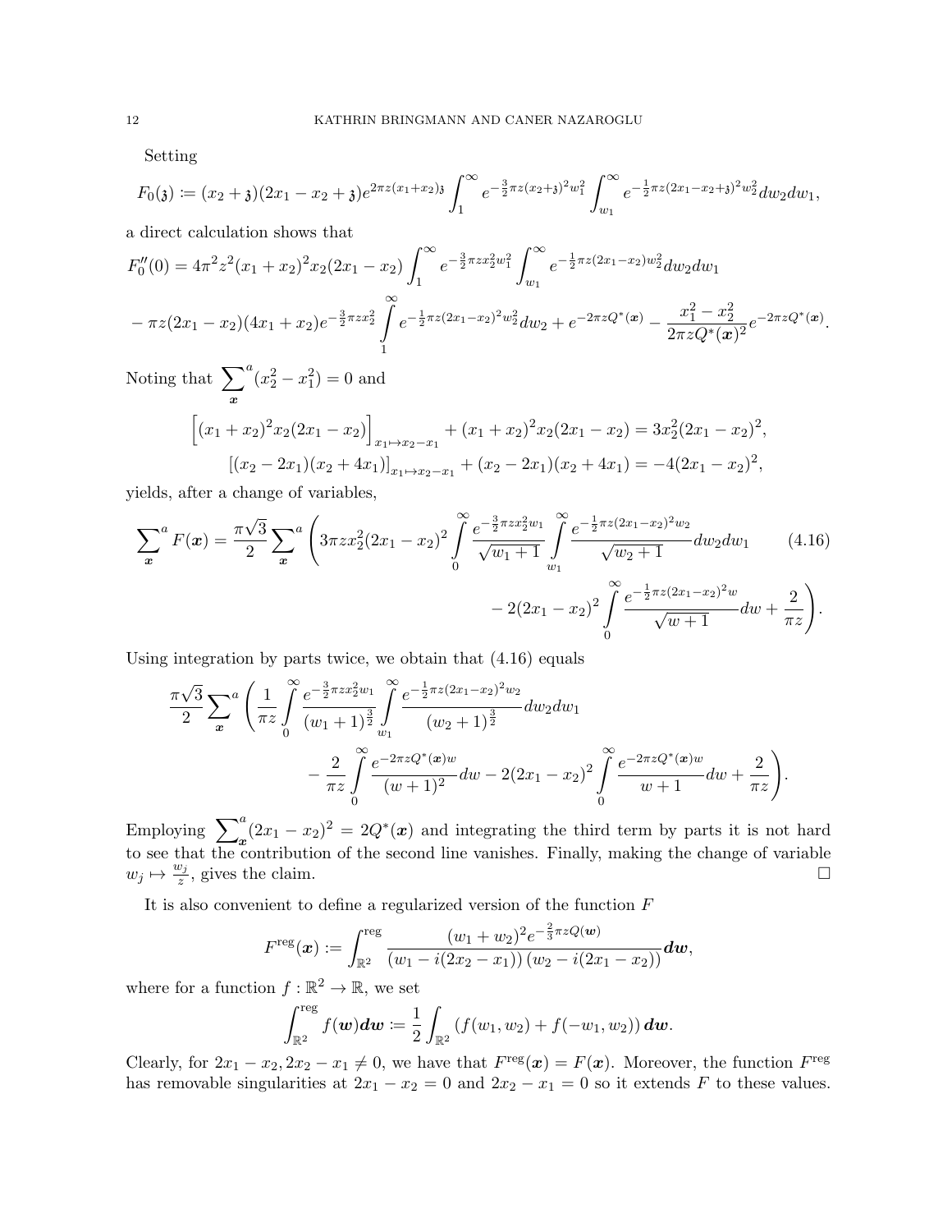Setting

$$F_0(\mathfrak{z}) := (x_2+\mathfrak{z})(2x_1-x_2+\mathfrak{z})e^{2\pi z(x_1+x_2)\mathfrak{z}}\int_1^\infty e^{-\frac{3}{2}\pi z(x_2+\mathfrak{z})^2w_1^2}\int_{w_1}^\infty e^{-\frac{1}{2}\pi z(2x_1-x_2+\mathfrak{z})^2w_2^2}dw_2dw_1,$$

a direct calculation shows that

$$F_0''(0) = 4\pi^2z^2(x_1+x_2)^2x_2(2x_1-x_2)\int_1^\infty e^{-\frac{3}{2}\pi zx_2^2w_1^2}\int_{w_1}^\infty e^{-\frac{1}{2}\pi z(2x_1-x_2)w_2^2}dw_2dw_1$$

$$-\pi z(2x_1-x_2)(4x_1+x_2)e^{-\frac{3}{2}\pi zx_2^2}\int_1^\infty e^{-\frac{1}{2}\pi z(2x_1-x_2)^2w_2^2}dw_2 + e^{-2\pi zQ^*(\boldsymbol{x})} - \frac{x_1^2-x_2^2}{2\pi zQ^*(\boldsymbol{x})^2}e^{-2\pi zQ^*(\boldsymbol{x})}.$$

Noting that $\sum_{\boldsymbol{x}}^a(x_2^2-x_1^2)=0$ and

$$\Big[(x_1+x_2)^2x_2(2x_1-x_2)\Big]_{x_1\mapsto x_2-x_1} + (x_1+x_2)^2x_2(2x_1-x_2) = 3x_2^2(2x_1-x_2)^2,$$

$$[(x_2-2x_1)(x_2+4x_1)]_{x_1\mapsto x_2-x_1} + (x_2-2x_1)(x_2+4x_1) = -4(2x_1-x_2)^2,$$

yields, after a change of variables,

$$\sum_{\boldsymbol{x}}^a F(\boldsymbol{x}) = \frac{\pi\sqrt{3}}{2}\sum_{\boldsymbol{x}}^a\left(3\pi zx_2^2(2x_1-x_2)^2\int_0^\infty\frac{e^{-\frac{3}{2}\pi zx_2^2w_1}}{\sqrt{w_1+1}}\int_{w_1}^\infty\frac{e^{-\frac{1}{2}\pi z(2x_1-x_2)^2w_2}}{\sqrt{w_2+1}}dw_2dw_1\right.$$
$$\left.-2(2x_1-x_2)^2\int_0^\infty\frac{e^{-\frac{1}{2}\pi z(2x_1-x_2)^2w}}{\sqrt{w+1}}dw + \frac{2}{\pi z}\right). \tag{4.16}$$

Using integration by parts twice, we obtain that (4.16) equals

$$\frac{\pi\sqrt{3}}{2}\sum_{\boldsymbol{x}}^a\left(\frac{1}{\pi z}\int_0^\infty\frac{e^{-\frac{3}{2}\pi zx_2^2w_1}}{(w_1+1)^{\frac{3}{2}}}\int_{w_1}^\infty\frac{e^{-\frac{1}{2}\pi z(2x_1-x_2)^2w_2}}{(w_2+1)^{\frac{3}{2}}}dw_2dw_1\right.$$
$$\left.-\frac{2}{\pi z}\int_0^\infty\frac{e^{-2\pi zQ^*(\boldsymbol{x})w}}{(w+1)^2}dw - 2(2x_1-x_2)^2\int_0^\infty\frac{e^{-2\pi zQ^*(\boldsymbol{x})w}}{w+1}dw + \frac{2}{\pi z}\right).$$

Employing $\sum_{\boldsymbol{x}}^a(2x_1-x_2)^2 = 2Q^*(\boldsymbol{x})$ and integrating the third term by parts it is not hard to see that the contribution of the second line vanishes. Finally, making the change of variable $w_j\mapsto\frac{w_j}{z}$, gives the claim. $\square$

It is also convenient to define a regularized version of the function $F$

$$F^{\mathrm{reg}}(\boldsymbol{x}) := \int_{\mathbb{R}^2}^{\mathrm{reg}}\frac{(w_1+w_2)^2e^{-\frac{2}{3}\pi zQ(\boldsymbol{w})}}{(w_1-i(2x_2-x_1))(w_2-i(2x_1-x_2))}\boldsymbol{dw},$$

where for a function $f:\mathbb{R}^2\to\mathbb{R}$, we set

$$\int_{\mathbb{R}^2}^{\mathrm{reg}}f(\boldsymbol{w})\boldsymbol{dw} := \frac{1}{2}\int_{\mathbb{R}^2}\left(f(w_1,w_2)+f(-w_1,w_2)\right)\boldsymbol{dw}.$$

Clearly, for $2x_1-x_2, 2x_2-x_1\neq 0$, we have that $F^{\mathrm{reg}}(\boldsymbol{x}) = F(\boldsymbol{x})$. Moreover, the function $F^{\mathrm{reg}}$ has removable singularities at $2x_1-x_2=0$ and $2x_2-x_1=0$ so it extends $F$ to these values.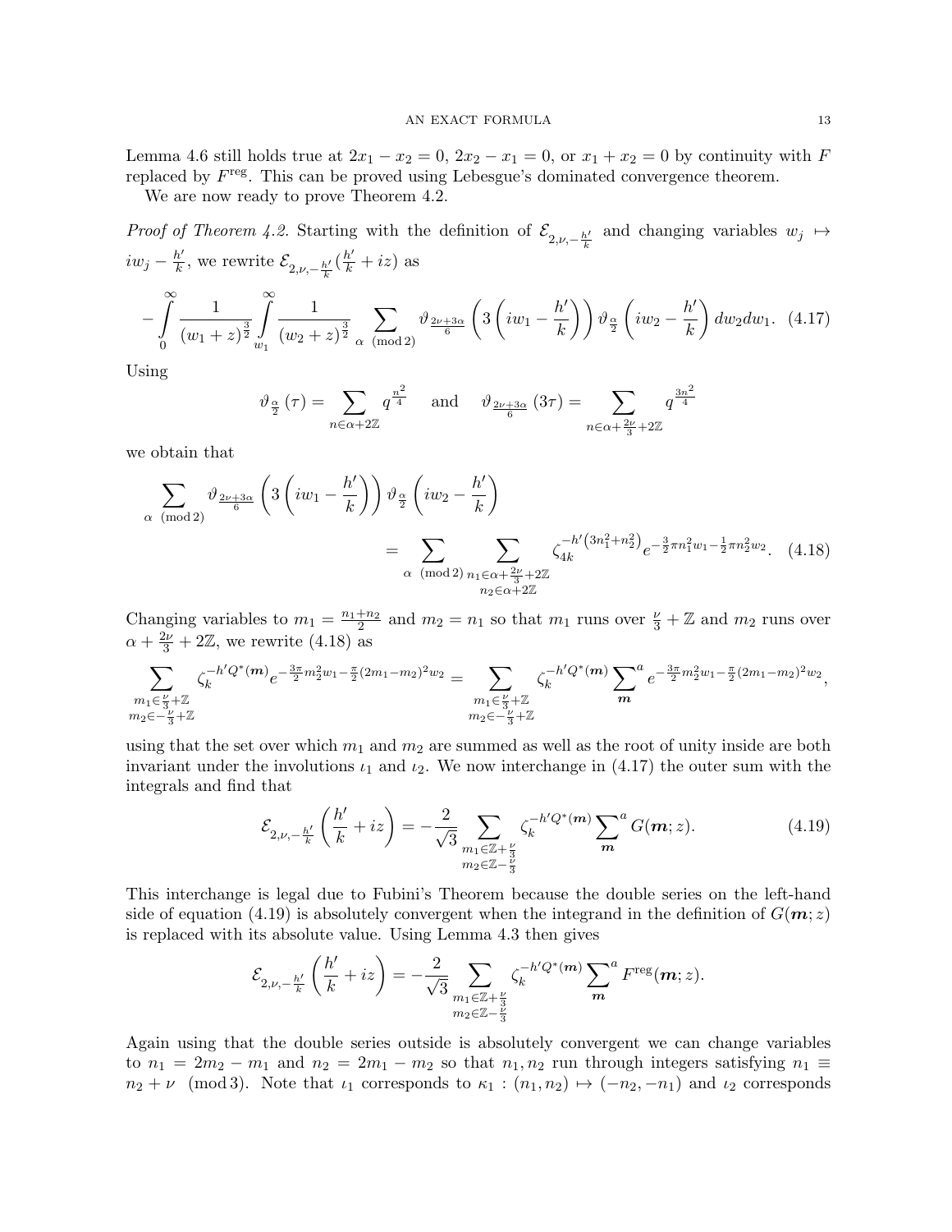Lemma 4.6 still holds true at $2x_1 - x_2 = 0$, $2x_2 - x_1 = 0$, or $x_1 + x_2 = 0$ by continuity with $F$ replaced by $F^{\mathrm{reg}}$. This can be proved using Lebesgue's dominated convergence theorem.

We are now ready to prove Theorem 4.2.

*Proof of Theorem 4.2.* Starting with the definition of $\mathcal{E}_{2,\nu,-\frac{h'}{k}}$ and changing variables $w_j \mapsto iw_j - \frac{h'}{k}$, we rewrite $\mathcal{E}_{2,\nu,-\frac{h'}{k}}(\frac{h'}{k} + iz)$ as

$$-\int_0^\infty \frac{1}{(w_1+z)^{\frac{3}{2}}} \int_{w_1}^\infty \frac{1}{(w_2+z)^{\frac{3}{2}}} \sum_{\alpha \pmod 2} \vartheta_{\frac{2\nu+3\alpha}{6}}\left(3\left(iw_1 - \frac{h'}{k}\right)\right)\vartheta_{\frac{\alpha}{2}}\left(iw_2 - \frac{h'}{k}\right) dw_2 dw_1. \quad (4.17)$$

Using

$$\vartheta_{\frac{\alpha}{2}}(\tau) = \sum_{n\in\alpha+2\mathbb{Z}} q^{\frac{n^2}{4}} \quad \text{and} \quad \vartheta_{\frac{2\nu+3\alpha}{6}}(3\tau) = \sum_{n\in\alpha+\frac{2\nu}{3}+2\mathbb{Z}} q^{\frac{3n^2}{4}}$$

we obtain that

$$\sum_{\alpha \pmod 2} \vartheta_{\frac{2\nu+3\alpha}{6}}\left(3\left(iw_1 - \frac{h'}{k}\right)\right)\vartheta_{\frac{\alpha}{2}}\left(iw_2 - \frac{h'}{k}\right) = \sum_{\alpha \pmod 2} \sum_{\substack{n_1\in\alpha+\frac{2\nu}{3}+2\mathbb{Z} \\ n_2\in\alpha+2\mathbb{Z}}} \zeta_{4k}^{-h'\left(3n_1^2+n_2^2\right)} e^{-\frac{3}{2}\pi n_1^2 w_1 - \frac{1}{2}\pi n_2^2 w_2}. \quad (4.18)$$

Changing variables to $m_1 = \frac{n_1+n_2}{2}$ and $m_2 = n_1$ so that $m_1$ runs over $\frac{\nu}{3}+\mathbb{Z}$ and $m_2$ runs over $\alpha + \frac{2\nu}{3} + 2\mathbb{Z}$, we rewrite (4.18) as

$$\sum_{\substack{m_1\in\frac{\nu}{3}+\mathbb{Z} \\ m_2\in-\frac{\nu}{3}+\mathbb{Z}}} \zeta_k^{-h'Q^*(\boldsymbol{m})} e^{-\frac{3\pi}{2}m_2^2 w_1 - \frac{\pi}{2}(2m_1-m_2)^2 w_2} = \sum_{\substack{m_1\in\frac{\nu}{3}+\mathbb{Z} \\ m_2\in-\frac{\nu}{3}+\mathbb{Z}}} \zeta_k^{-h'Q^*(\boldsymbol{m})} \sum_{\boldsymbol{m}}^{a} e^{-\frac{3\pi}{2}m_2^2 w_1 - \frac{\pi}{2}(2m_1-m_2)^2 w_2},$$

using that the set over which $m_1$ and $m_2$ are summed as well as the root of unity inside are both invariant under the involutions $\iota_1$ and $\iota_2$. We now interchange in (4.17) the outer sum with the integrals and find that

$$\mathcal{E}_{2,\nu,-\frac{h'}{k}}\left(\frac{h'}{k} + iz\right) = -\frac{2}{\sqrt{3}} \sum_{\substack{m_1\in\mathbb{Z}+\frac{\nu}{3} \\ m_2\in\mathbb{Z}-\frac{\nu}{3}}} \zeta_k^{-h'Q^*(\boldsymbol{m})} \sum_{\boldsymbol{m}}^{a} G(\boldsymbol{m}; z). \quad (4.19)$$

This interchange is legal due to Fubini's Theorem because the double series on the left-hand side of equation (4.19) is absolutely convergent when the integrand in the definition of $G(\boldsymbol{m}; z)$ is replaced with its absolute value. Using Lemma 4.3 then gives

$$\mathcal{E}_{2,\nu,-\frac{h'}{k}}\left(\frac{h'}{k} + iz\right) = -\frac{2}{\sqrt{3}} \sum_{\substack{m_1\in\mathbb{Z}+\frac{\nu}{3} \\ m_2\in\mathbb{Z}-\frac{\nu}{3}}} \zeta_k^{-h'Q^*(\boldsymbol{m})} \sum_{\boldsymbol{m}}^{a} F^{\mathrm{reg}}(\boldsymbol{m}; z).$$

Again using that the double series outside is absolutely convergent we can change variables to $n_1 = 2m_2 - m_1$ and $n_2 = 2m_1 - m_2$ so that $n_1, n_2$ run through integers satisfying $n_1 \equiv n_2 + \nu \pmod 3$. Note that $\iota_1$ corresponds to $\kappa_1 : (n_1, n_2) \mapsto (-n_2, -n_1)$ and $\iota_2$ corresponds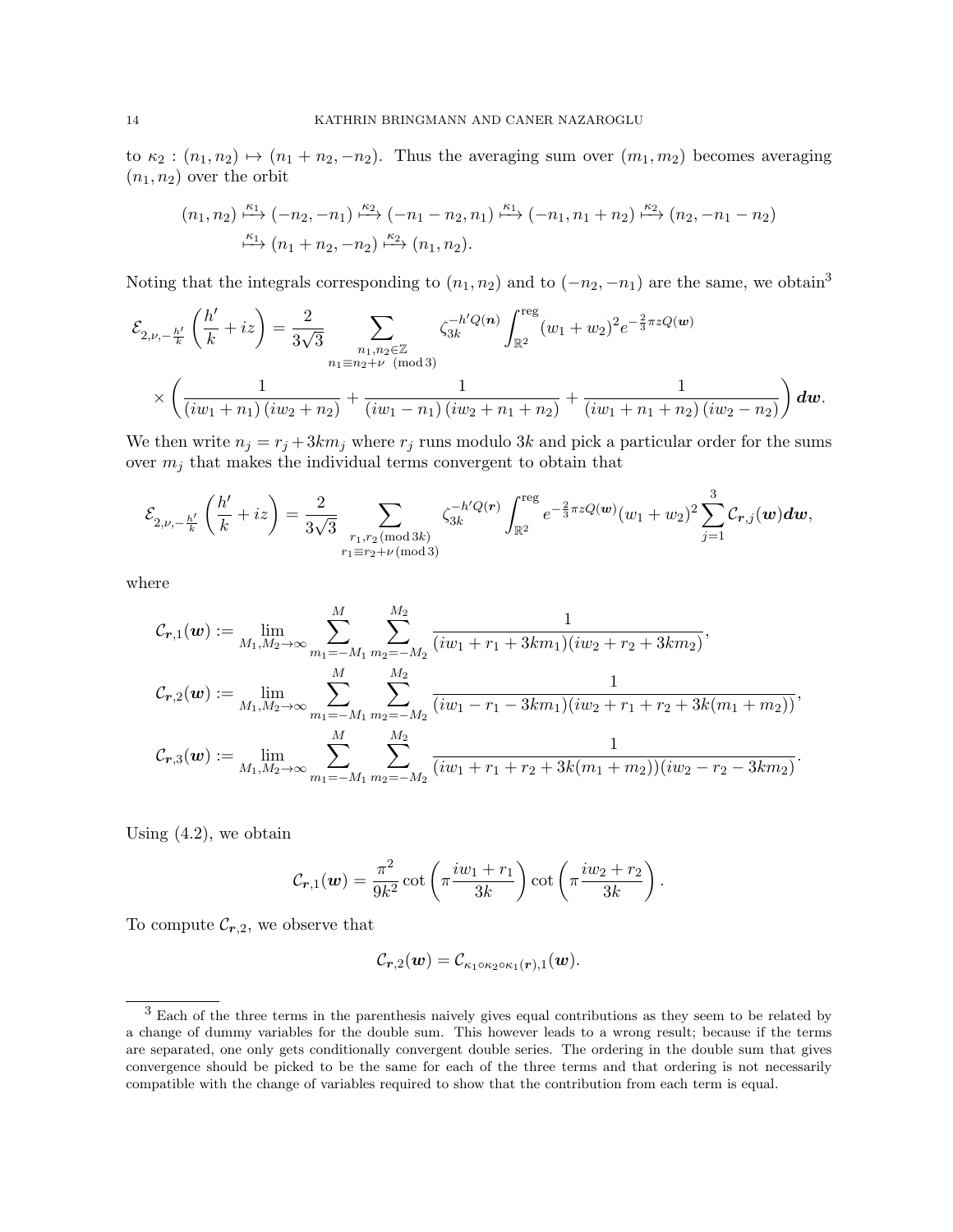to $\kappa_2 : (n_1, n_2) \mapsto (n_1 + n_2, -n_2)$. Thus the averaging sum over $(m_1, m_2)$ becomes averaging $(n_1, n_2)$ over the orbit

$$
\begin{aligned}
(n_1, n_2) &\overset{\kappa_1}{\longmapsto} (-n_2, -n_1) \overset{\kappa_2}{\longmapsto} (-n_1 - n_2, n_1) \overset{\kappa_1}{\longmapsto} (-n_1, n_1 + n_2) \overset{\kappa_2}{\longmapsto} (n_2, -n_1 - n_2) \\
&\overset{\kappa_1}{\longmapsto} (n_1 + n_2, -n_2) \overset{\kappa_2}{\longmapsto} (n_1, n_2).
\end{aligned}
$$

Noting that the integrals corresponding to $(n_1, n_2)$ and to $(-n_2, -n_1)$ are the same, we obtain[3]

$$
\begin{aligned}
\mathcal{E}_{2,\nu,-\frac{h'}{k}}\left(\frac{h'}{k} + iz\right) = \frac{2}{3\sqrt{3}} \sum_{\substack{n_1, n_2 \in \mathbb{Z} \\ n_1 \equiv n_2 + \nu \pmod 3}} \zeta_{3k}^{-h'Q(\boldsymbol{n})} \int_{\mathbb{R}^2}^{\mathrm{reg}} (w_1 + w_2)^2 e^{-\frac{2}{3}\pi z Q(\boldsymbol{w})} \\
\times \left( \frac{1}{(iw_1 + n_1)(iw_2 + n_2)} + \frac{1}{(iw_1 - n_1)(iw_2 + n_1 + n_2)} + \frac{1}{(iw_1 + n_1 + n_2)(iw_2 - n_2)} \right) \boldsymbol{dw}.
\end{aligned}
$$

We then write $n_j = r_j + 3km_j$ where $r_j$ runs modulo $3k$ and pick a particular order for the sums over $m_j$ that makes the individual terms convergent to obtain that

$$
\mathcal{E}_{2,\nu,-\frac{h'}{k}}\left(\frac{h'}{k} + iz\right) = \frac{2}{3\sqrt{3}} \sum_{\substack{r_1, r_2 \pmod{3k} \\ r_1 \equiv r_2 + \nu \pmod 3}} \zeta_{3k}^{-h'Q(\boldsymbol{r})} \int_{\mathbb{R}^2}^{\mathrm{reg}} e^{-\frac{2}{3}\pi z Q(\boldsymbol{w})} (w_1 + w_2)^2 \sum_{j=1}^{3} \mathcal{C}_{\boldsymbol{r},j}(\boldsymbol{w}) \boldsymbol{dw},
$$

where

$$
\begin{aligned}
\mathcal{C}_{\boldsymbol{r},1}(\boldsymbol{w}) &:= \lim_{M_1, M_2 \to \infty} \sum_{m_1 = -M_1}^{M} \sum_{m_2 = -M_2}^{M_2} \frac{1}{(iw_1 + r_1 + 3km_1)(iw_2 + r_2 + 3km_2)}, \\
\mathcal{C}_{\boldsymbol{r},2}(\boldsymbol{w}) &:= \lim_{M_1, M_2 \to \infty} \sum_{m_1 = -M_1}^{M} \sum_{m_2 = -M_2}^{M_2} \frac{1}{(iw_1 - r_1 - 3km_1)(iw_2 + r_1 + r_2 + 3k(m_1 + m_2))}, \\
\mathcal{C}_{\boldsymbol{r},3}(\boldsymbol{w}) &:= \lim_{M_1, M_2 \to \infty} \sum_{m_1 = -M_1}^{M} \sum_{m_2 = -M_2}^{M_2} \frac{1}{(iw_1 + r_1 + r_2 + 3k(m_1 + m_2))(iw_2 - r_2 - 3km_2)}.
\end{aligned}
$$

Using (4.2), we obtain

$$
\mathcal{C}_{\boldsymbol{r},1}(\boldsymbol{w}) = \frac{\pi^2}{9k^2} \cot\left(\pi \frac{iw_1 + r_1}{3k}\right) \cot\left(\pi \frac{iw_2 + r_2}{3k}\right).
$$

To compute $\mathcal{C}_{\boldsymbol{r},2}$, we observe that

$$
\mathcal{C}_{\boldsymbol{r},2}(\boldsymbol{w}) = \mathcal{C}_{\kappa_1 \circ \kappa_2 \circ \kappa_1(\boldsymbol{r}),1}(\boldsymbol{w}).
$$

---

[3] Each of the three terms in the parenthesis naively gives equal contributions as they seem to be related by a change of dummy variables for the double sum. This however leads to a wrong result; because if the terms are separated, one only gets conditionally convergent double series. The ordering in the double sum that gives convergence should be picked to be the same for each of the three terms and that ordering is not necessarily compatible with the change of variables required to show that the contribution from each term is equal.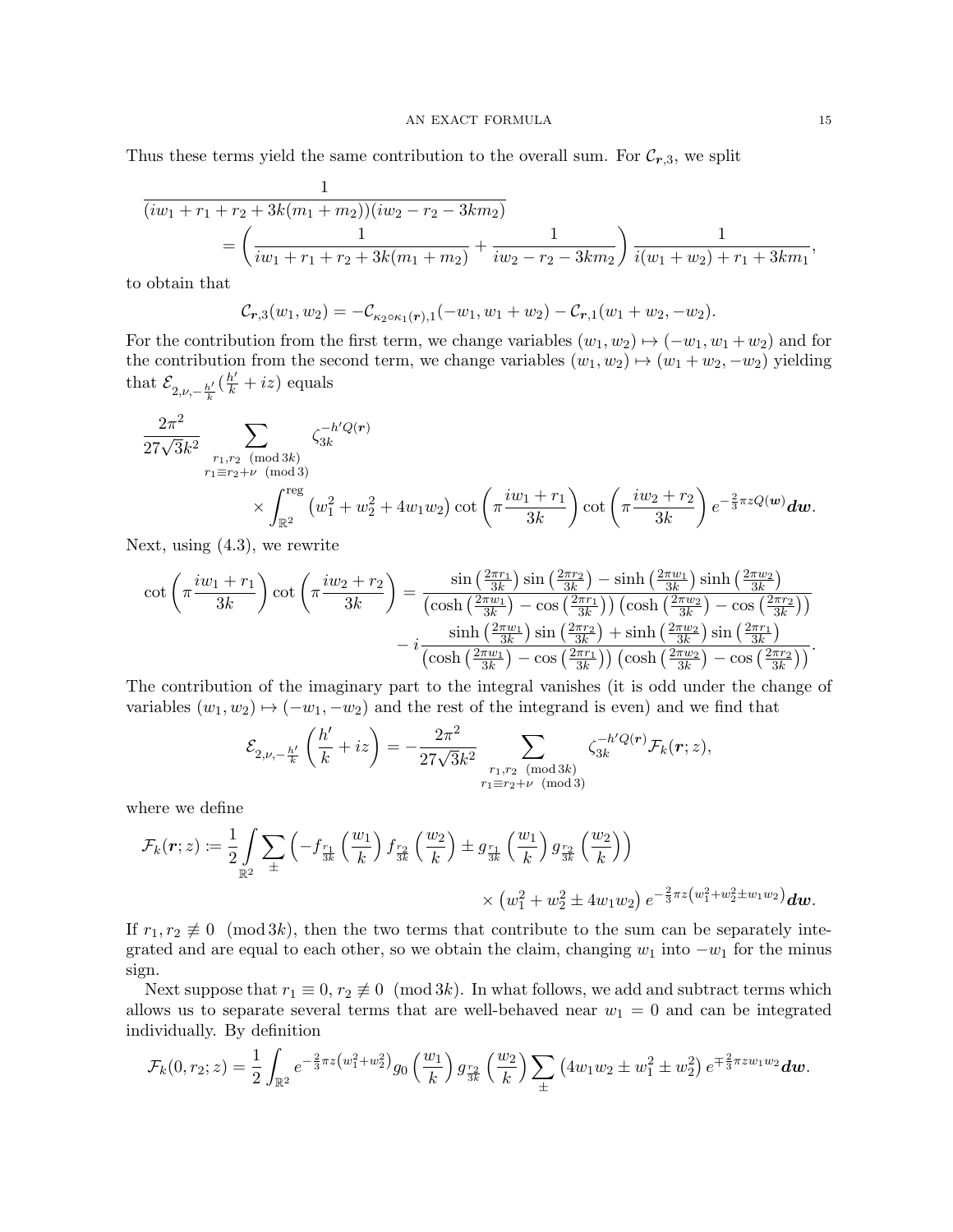Thus these terms yield the same contribution to the overall sum. For $\mathcal{C}_{\boldsymbol{r},3}$, we split

$$
\begin{aligned}
&\frac{1}{(iw_1+r_1+r_2+3k(m_1+m_2))(iw_2-r_2-3km_2)}\\
&\qquad=\left(\frac{1}{iw_1+r_1+r_2+3k(m_1+m_2)}+\frac{1}{iw_2-r_2-3km_2}\right)\frac{1}{i(w_1+w_2)+r_1+3km_1},
\end{aligned}
$$

to obtain that

$$
\mathcal{C}_{\boldsymbol{r},3}(w_1,w_2)=-\mathcal{C}_{\kappa_2\circ\kappa_1(\boldsymbol{r}),1}(-w_1,w_1+w_2)-\mathcal{C}_{\boldsymbol{r},1}(w_1+w_2,-w_2).
$$

For the contribution from the first term, we change variables $(w_1,w_2)\mapsto(-w_1,w_1+w_2)$ and for the contribution from the second term, we change variables $(w_1,w_2)\mapsto(w_1+w_2,-w_2)$ yielding that $\mathcal{E}_{2,\nu,-\frac{h'}{k}}(\frac{h'}{k}+iz)$ equals

$$
\begin{aligned}
&\frac{2\pi^2}{27\sqrt{3}k^2}\sum_{\substack{r_1,r_2\pmod{3k}\\ r_1\equiv r_2+\nu\pmod 3}}\zeta_{3k}^{-h'Q(\boldsymbol{r})}\\
&\qquad\times\int_{\mathbb{R}^2}^{\mathrm{reg}}\left(w_1^2+w_2^2+4w_1w_2\right)\cot\left(\pi\frac{iw_1+r_1}{3k}\right)\cot\left(\pi\frac{iw_2+r_2}{3k}\right)e^{-\frac{2}{3}\pi zQ(\boldsymbol{w})}\boldsymbol{dw}.
\end{aligned}
$$

Next, using (4.3), we rewrite

$$
\begin{aligned}
\cot\left(\pi\frac{iw_1+r_1}{3k}\right)\cot\left(\pi\frac{iw_2+r_2}{3k}\right)&=\frac{\sin\left(\frac{2\pi r_1}{3k}\right)\sin\left(\frac{2\pi r_2}{3k}\right)-\sinh\left(\frac{2\pi w_1}{3k}\right)\sinh\left(\frac{2\pi w_2}{3k}\right)}{\left(\cosh\left(\frac{2\pi w_1}{3k}\right)-\cos\left(\frac{2\pi r_1}{3k}\right)\right)\left(\cosh\left(\frac{2\pi w_2}{3k}\right)-\cos\left(\frac{2\pi r_2}{3k}\right)\right)}\\
&\quad-i\frac{\sinh\left(\frac{2\pi w_1}{3k}\right)\sin\left(\frac{2\pi r_2}{3k}\right)+\sinh\left(\frac{2\pi w_2}{3k}\right)\sin\left(\frac{2\pi r_1}{3k}\right)}{\left(\cosh\left(\frac{2\pi w_1}{3k}\right)-\cos\left(\frac{2\pi r_1}{3k}\right)\right)\left(\cosh\left(\frac{2\pi w_2}{3k}\right)-\cos\left(\frac{2\pi r_2}{3k}\right)\right)}.
\end{aligned}
$$

The contribution of the imaginary part to the integral vanishes (it is odd under the change of variables $(w_1,w_2)\mapsto(-w_1,-w_2)$ and the rest of the integrand is even) and we find that

$$
\mathcal{E}_{2,\nu,-\frac{h'}{k}}\left(\frac{h'}{k}+iz\right)=-\frac{2\pi^2}{27\sqrt{3}k^2}\sum_{\substack{r_1,r_2\pmod{3k}\\ r_1\equiv r_2+\nu\pmod 3}}\zeta_{3k}^{-h'Q(\boldsymbol{r})}\mathcal{F}_k(\boldsymbol{r};z),
$$

where we define

$$
\begin{aligned}
\mathcal{F}_k(\boldsymbol{r};z)\coloneqq\frac{1}{2}\int_{\mathbb{R}^2}\sum_{\pm}&\left(-f_{\frac{r_1}{3k}}\left(\frac{w_1}{k}\right)f_{\frac{r_2}{3k}}\left(\frac{w_2}{k}\right)\pm g_{\frac{r_1}{3k}}\left(\frac{w_1}{k}\right)g_{\frac{r_2}{3k}}\left(\frac{w_2}{k}\right)\right)\\
&\times\left(w_1^2+w_2^2\pm 4w_1w_2\right)e^{-\frac{2}{3}\pi z\left(w_1^2+w_2^2\pm w_1w_2\right)}\boldsymbol{dw}.
\end{aligned}
$$

If $r_1,r_2\not\equiv 0\pmod{3k}$, then the two terms that contribute to the sum can be separately integrated and are equal to each other, so we obtain the claim, changing $w_1$ into $-w_1$ for the minus sign.

Next suppose that $r_1\equiv 0,r_2\not\equiv 0\pmod{3k}$. In what follows, we add and subtract terms which allows us to separate several terms that are well-behaved near $w_1=0$ and can be integrated individually. By definition

$$
\mathcal{F}_k(0,r_2;z)=\frac{1}{2}\int_{\mathbb{R}^2}e^{-\frac{2}{3}\pi z\left(w_1^2+w_2^2\right)}g_0\left(\frac{w_1}{k}\right)g_{\frac{r_2}{3k}}\left(\frac{w_2}{k}\right)\sum_{\pm}\left(4w_1w_2\pm w_1^2\pm w_2^2\right)e^{\mp\frac{2}{3}\pi zw_1w_2}\boldsymbol{dw}.
$$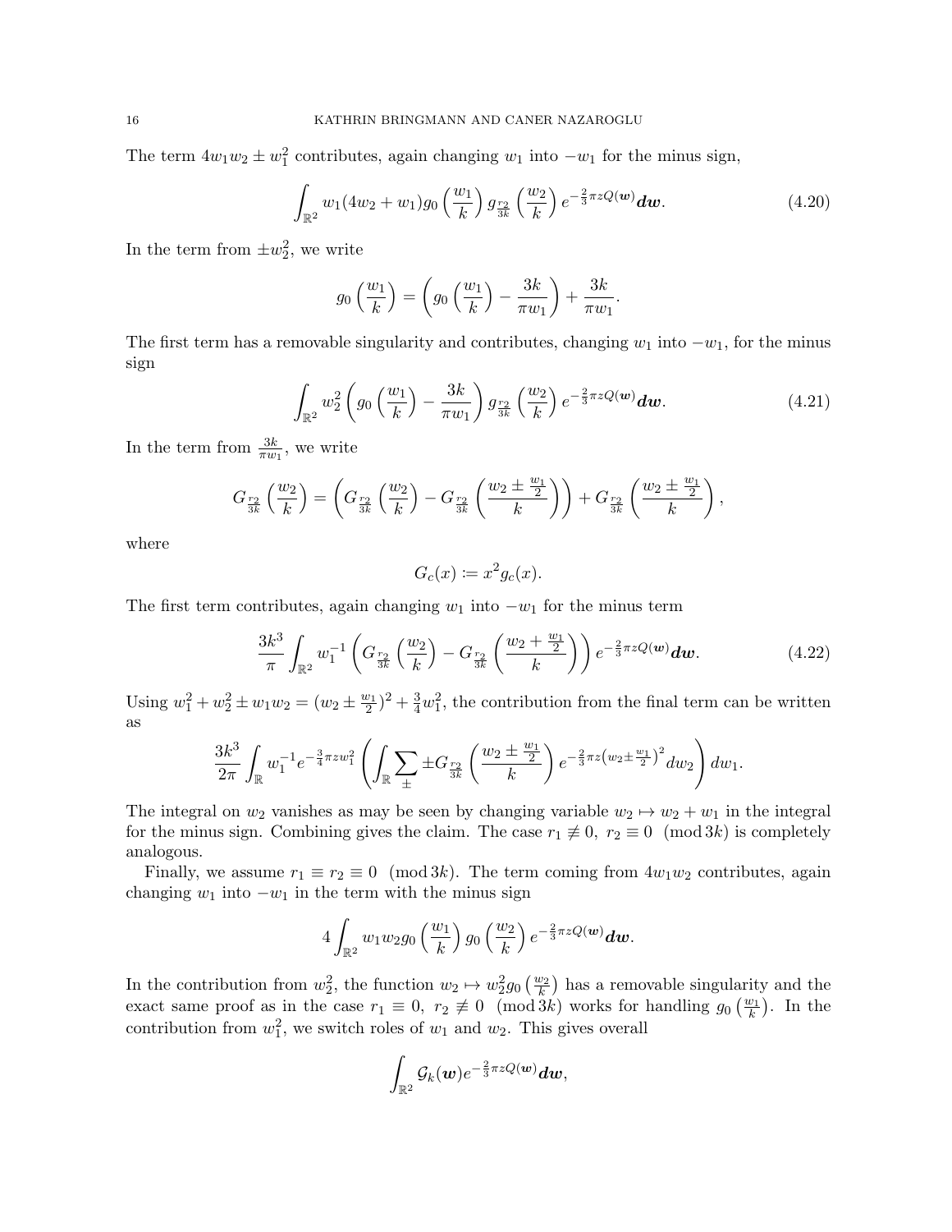The term $4w_1w_2 \pm w_1^2$ contributes, again changing $w_1$ into $-w_1$ for the minus sign,

$$\int_{\mathbb{R}^2} w_1(4w_2 + w_1) g_0\left(\frac{w_1}{k}\right) g_{\frac{r_2}{3k}}\left(\frac{w_2}{k}\right) e^{-\frac{2}{3}\pi z Q(\boldsymbol{w})} \boldsymbol{dw}. \tag{4.20}$$

In the term from $\pm w_2^2$, we write

$$g_0\left(\frac{w_1}{k}\right) = \left(g_0\left(\frac{w_1}{k}\right) - \frac{3k}{\pi w_1}\right) + \frac{3k}{\pi w_1}.$$

The first term has a removable singularity and contributes, changing $w_1$ into $-w_1$, for the minus sign

$$\int_{\mathbb{R}^2} w_2^2 \left(g_0\left(\frac{w_1}{k}\right) - \frac{3k}{\pi w_1}\right) g_{\frac{r_2}{3k}}\left(\frac{w_2}{k}\right) e^{-\frac{2}{3}\pi z Q(\boldsymbol{w})} \boldsymbol{dw}. \tag{4.21}$$

In the term from $\frac{3k}{\pi w_1}$, we write

$$G_{\frac{r_2}{3k}}\left(\frac{w_2}{k}\right) = \left(G_{\frac{r_2}{3k}}\left(\frac{w_2}{k}\right) - G_{\frac{r_2}{3k}}\left(\frac{w_2 \pm \frac{w_1}{2}}{k}\right)\right) + G_{\frac{r_2}{3k}}\left(\frac{w_2 \pm \frac{w_1}{2}}{k}\right),$$

where

$$G_c(x) := x^2 g_c(x).$$

The first term contributes, again changing $w_1$ into $-w_1$ for the minus term

$$\frac{3k^3}{\pi} \int_{\mathbb{R}^2} w_1^{-1} \left(G_{\frac{r_2}{3k}}\left(\frac{w_2}{k}\right) - G_{\frac{r_2}{3k}}\left(\frac{w_2 + \frac{w_1}{2}}{k}\right)\right) e^{-\frac{2}{3}\pi z Q(\boldsymbol{w})} \boldsymbol{dw}. \tag{4.22}$$

Using $w_1^2 + w_2^2 \pm w_1 w_2 = (w_2 \pm \frac{w_1}{2})^2 + \frac{3}{4}w_1^2$, the contribution from the final term can be written as

$$\frac{3k^3}{2\pi} \int_{\mathbb{R}} w_1^{-1} e^{-\frac{3}{4}\pi z w_1^2} \left(\int_{\mathbb{R}} \sum_{\pm} \pm G_{\frac{r_2}{3k}}\left(\frac{w_2 \pm \frac{w_1}{2}}{k}\right) e^{-\frac{2}{3}\pi z \left(w_2 \pm \frac{w_1}{2}\right)^2} dw_2\right) dw_1.$$

The integral on $w_2$ vanishes as may be seen by changing variable $w_2 \mapsto w_2 + w_1$ in the integral for the minus sign. Combining gives the claim. The case $r_1 \not\equiv 0,\ r_2 \equiv 0 \pmod{3k}$ is completely analogous.

Finally, we assume $r_1 \equiv r_2 \equiv 0 \pmod{3k}$. The term coming from $4w_1w_2$ contributes, again changing $w_1$ into $-w_1$ in the term with the minus sign

$$4 \int_{\mathbb{R}^2} w_1 w_2 g_0\left(\frac{w_1}{k}\right) g_0\left(\frac{w_2}{k}\right) e^{-\frac{2}{3}\pi z Q(\boldsymbol{w})} \boldsymbol{dw}.$$

In the contribution from $w_2^2$, the function $w_2 \mapsto w_2^2 g_0\left(\frac{w_2}{k}\right)$ has a removable singularity and the exact same proof as in the case $r_1 \equiv 0,\ r_2 \not\equiv 0 \pmod{3k}$ works for handling $g_0\left(\frac{w_1}{k}\right)$. In the contribution from $w_1^2$, we switch roles of $w_1$ and $w_2$. This gives overall

$$\int_{\mathbb{R}^2} \mathcal{G}_k(\boldsymbol{w}) e^{-\frac{2}{3}\pi z Q(\boldsymbol{w})} \boldsymbol{dw},$$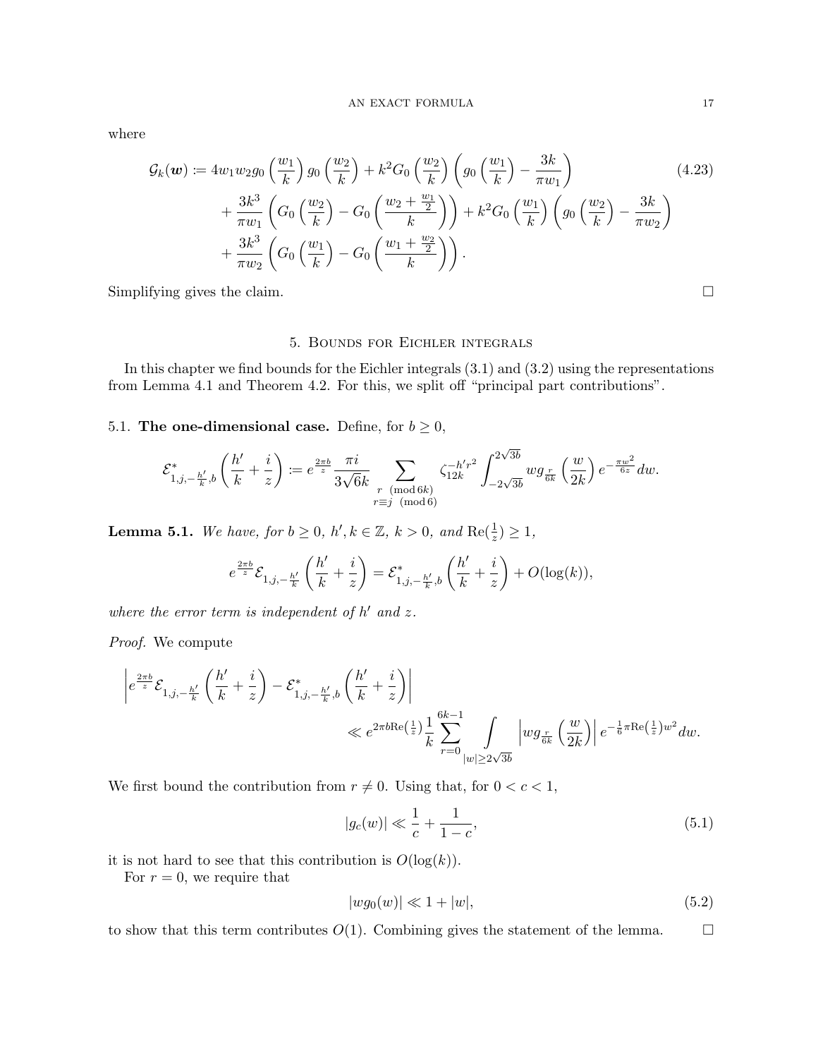where

$$
\begin{aligned}
\mathcal{G}_k(\boldsymbol{w}) &:= 4w_1w_2g_0\left(\frac{w_1}{k}\right)g_0\left(\frac{w_2}{k}\right) + k^2G_0\left(\frac{w_2}{k}\right)\left(g_0\left(\frac{w_1}{k}\right) - \frac{3k}{\pi w_1}\right) \\
&\quad + \frac{3k^3}{\pi w_1}\left(G_0\left(\frac{w_2}{k}\right) - G_0\left(\frac{w_2+\frac{w_1}{2}}{k}\right)\right) + k^2G_0\left(\frac{w_1}{k}\right)\left(g_0\left(\frac{w_2}{k}\right) - \frac{3k}{\pi w_2}\right) \\
&\quad + \frac{3k^3}{\pi w_2}\left(G_0\left(\frac{w_1}{k}\right) - G_0\left(\frac{w_1+\frac{w_2}{2}}{k}\right)\right).
\end{aligned}
\tag{4.23}
$$

Simplifying gives the claim. $\square$

## 5. Bounds for Eichler integrals

In this chapter we find bounds for the Eichler integrals (3.1) and (3.2) using the representations from Lemma 4.1 and Theorem 4.2. For this, we split off "principal part contributions".

### 5.1. The one-dimensional case.

Define, for $b \geq 0$,

$$
\mathcal{E}^*_{1,j,-\frac{h'}{k},b}\left(\frac{h'}{k} + \frac{i}{z}\right) := e^{\frac{2\pi b}{z}} \frac{\pi i}{3\sqrt{6}k} \sum_{\substack{r \pmod{6k} \\ r \equiv j \pmod{6}}} \zeta_{12k}^{-h'r^2} \int_{-2\sqrt{3b}}^{2\sqrt{3b}} w g_{\frac{r}{6k}}\left(\frac{w}{2k}\right) e^{-\frac{\pi w^2}{6z}} dw.
$$

**Lemma 5.1.** *We have, for $b \geq 0$, $h', k \in \mathbb{Z}$, $k > 0$, and $\mathrm{Re}(\frac{1}{z}) \geq 1$,*

$$
e^{\frac{2\pi b}{z}} \mathcal{E}_{1,j,-\frac{h'}{k}}\left(\frac{h'}{k} + \frac{i}{z}\right) = \mathcal{E}^*_{1,j,-\frac{h'}{k},b}\left(\frac{h'}{k} + \frac{i}{z}\right) + O(\log(k)),
$$

*where the error term is independent of $h'$ and $z$.*

*Proof.* We compute

$$
\begin{aligned}
&\left| e^{\frac{2\pi b}{z}} \mathcal{E}_{1,j,-\frac{h'}{k}}\left(\frac{h'}{k} + \frac{i}{z}\right) - \mathcal{E}^*_{1,j,-\frac{h'}{k},b}\left(\frac{h'}{k} + \frac{i}{z}\right) \right| \\
&\qquad\qquad \ll e^{2\pi b \mathrm{Re}\left(\frac{1}{z}\right)} \frac{1}{k} \sum_{r=0}^{6k-1} \int_{|w| \geq 2\sqrt{3b}} \left| w g_{\frac{r}{6k}}\left(\frac{w}{2k}\right) \right| e^{-\frac{1}{6}\pi \mathrm{Re}\left(\frac{1}{z}\right) w^2} dw.
\end{aligned}
$$

We first bound the contribution from $r \neq 0$. Using that, for $0 < c < 1$,

$$
|g_c(w)| \ll \frac{1}{c} + \frac{1}{1-c},
\tag{5.1}
$$

it is not hard to see that this contribution is $O(\log(k))$.

For $r = 0$, we require that

$$
|w g_0(w)| \ll 1 + |w|,
\tag{5.2}
$$

to show that this term contributes $O(1)$. Combining gives the statement of the lemma. $\square$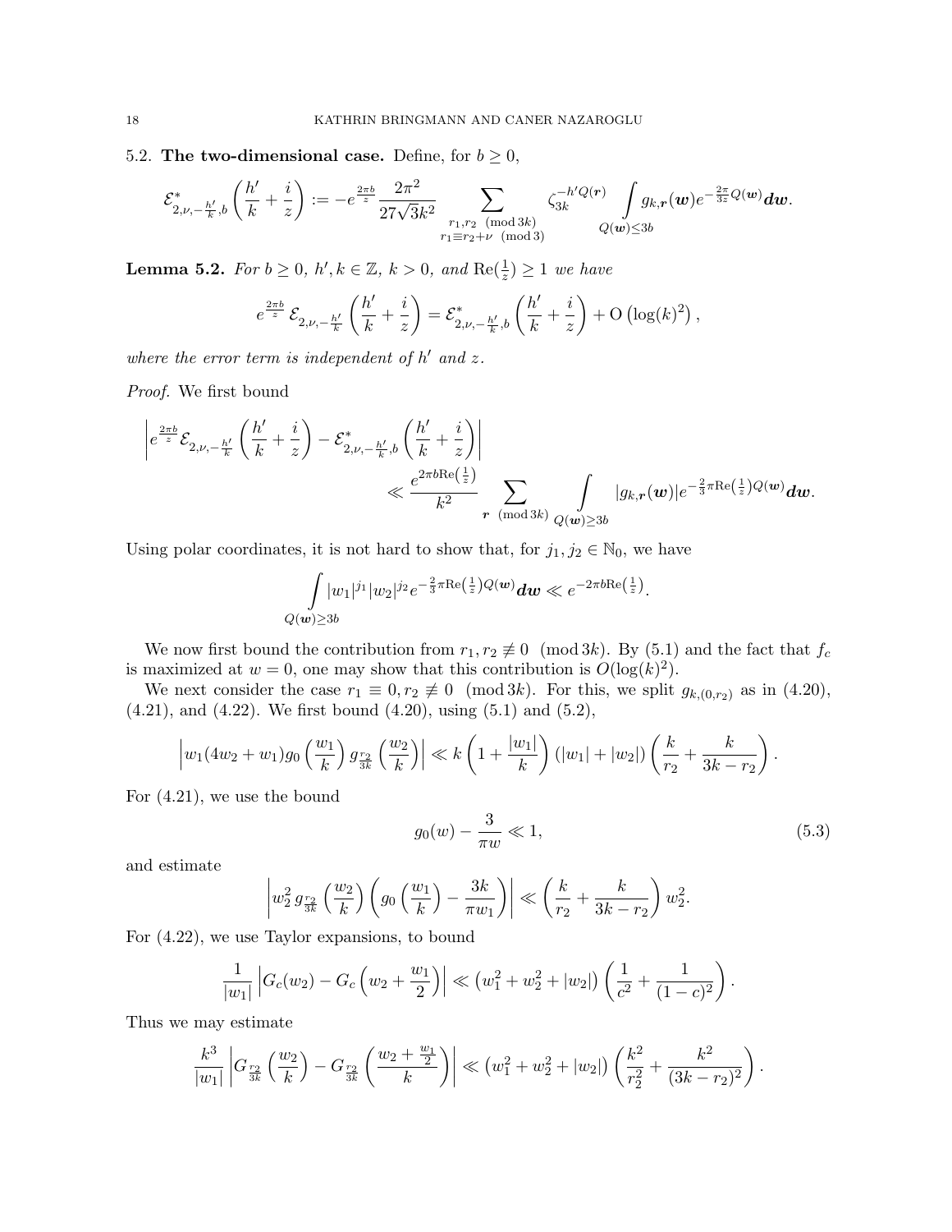5.2. **The two-dimensional case.** Define, for $b \geq 0$,

$$\mathcal{E}^*_{2,\nu,-\frac{h'}{k},b}\left(\frac{h'}{k}+\frac{i}{z}\right) := -e^{\frac{2\pi b}{z}} \frac{2\pi^2}{27\sqrt{3}k^2} \sum_{\substack{r_1,r_2 \pmod{3k} \\ r_1 \equiv r_2+\nu \pmod 3}} \zeta_{3k}^{-h'Q(\boldsymbol{r})} \int_{Q(\boldsymbol{w})\leq 3b} g_{k,\boldsymbol{r}}(\boldsymbol{w}) e^{-\frac{2\pi}{3z}Q(\boldsymbol{w})} \boldsymbol{dw}.$$

**Lemma 5.2.** *For $b \geq 0$, $h', k \in \mathbb{Z}$, $k > 0$, and $\mathrm{Re}(\frac{1}{z}) \geq 1$ we have*

$$e^{\frac{2\pi b}{z}} \mathcal{E}_{2,\nu,-\frac{h'}{k}}\left(\frac{h'}{k}+\frac{i}{z}\right) = \mathcal{E}^*_{2,\nu,-\frac{h'}{k},b}\left(\frac{h'}{k}+\frac{i}{z}\right) + \mathrm{O}\left(\log(k)^2\right),$$

*where the error term is independent of $h'$ and $z$.*

*Proof.* We first bound

$$\left| e^{\frac{2\pi b}{z}} \mathcal{E}_{2,\nu,-\frac{h'}{k}}\left(\frac{h'}{k}+\frac{i}{z}\right) - \mathcal{E}^*_{2,\nu,-\frac{h'}{k},b}\left(\frac{h'}{k}+\frac{i}{z}\right) \right| \ll \frac{e^{2\pi b \mathrm{Re}\left(\frac{1}{z}\right)}}{k^2} \sum_{\boldsymbol{r} \pmod{3k}} \int_{Q(\boldsymbol{w})\geq 3b} |g_{k,\boldsymbol{r}}(\boldsymbol{w})| e^{-\frac{2}{3}\pi \mathrm{Re}\left(\frac{1}{z}\right)Q(\boldsymbol{w})} \boldsymbol{dw}.$$

Using polar coordinates, it is not hard to show that, for $j_1, j_2 \in \mathbb{N}_0$, we have

$$\int_{Q(\boldsymbol{w})\geq 3b} |w_1|^{j_1} |w_2|^{j_2} e^{-\frac{2}{3}\pi \mathrm{Re}\left(\frac{1}{z}\right)Q(\boldsymbol{w})} \boldsymbol{dw} \ll e^{-2\pi b \mathrm{Re}\left(\frac{1}{z}\right)}.$$

We now first bound the contribution from $r_1, r_2 \not\equiv 0 \pmod{3k}$. By (5.1) and the fact that $f_c$ is maximized at $w=0$, one may show that this contribution is $O(\log(k)^2)$.

We next consider the case $r_1 \equiv 0, r_2 \not\equiv 0 \pmod{3k}$. For this, we split $g_{k,(0,r_2)}$ as in (4.20), (4.21), and (4.22). We first bound (4.20), using (5.1) and (5.2),

$$\left| w_1(4w_2+w_1) g_0\left(\frac{w_1}{k}\right) g_{\frac{r_2}{3k}}\left(\frac{w_2}{k}\right) \right| \ll k\left(1+\frac{|w_1|}{k}\right)(|w_1|+|w_2|)\left(\frac{k}{r_2}+\frac{k}{3k-r_2}\right).$$

For (4.21), we use the bound

$$g_0(w) - \frac{3}{\pi w} \ll 1, \tag{5.3}$$

and estimate

$$\left| w_2^2\, g_{\frac{r_2}{3k}}\left(\frac{w_2}{k}\right)\left(g_0\left(\frac{w_1}{k}\right) - \frac{3k}{\pi w_1}\right) \right| \ll \left(\frac{k}{r_2}+\frac{k}{3k-r_2}\right) w_2^2.$$

For (4.22), we use Taylor expansions, to bound

$$\frac{1}{|w_1|}\left| G_c(w_2) - G_c\left(w_2+\frac{w_1}{2}\right) \right| \ll \left(w_1^2+w_2^2+|w_2|\right)\left(\frac{1}{c^2}+\frac{1}{(1-c)^2}\right).$$

Thus we may estimate

$$\frac{k^3}{|w_1|}\left| G_{\frac{r_2}{3k}}\left(\frac{w_2}{k}\right) - G_{\frac{r_2}{3k}}\left(\frac{w_2+\frac{w_1}{2}}{k}\right) \right| \ll \left(w_1^2+w_2^2+|w_2|\right)\left(\frac{k^2}{r_2^2}+\frac{k^2}{(3k-r_2)^2}\right).$$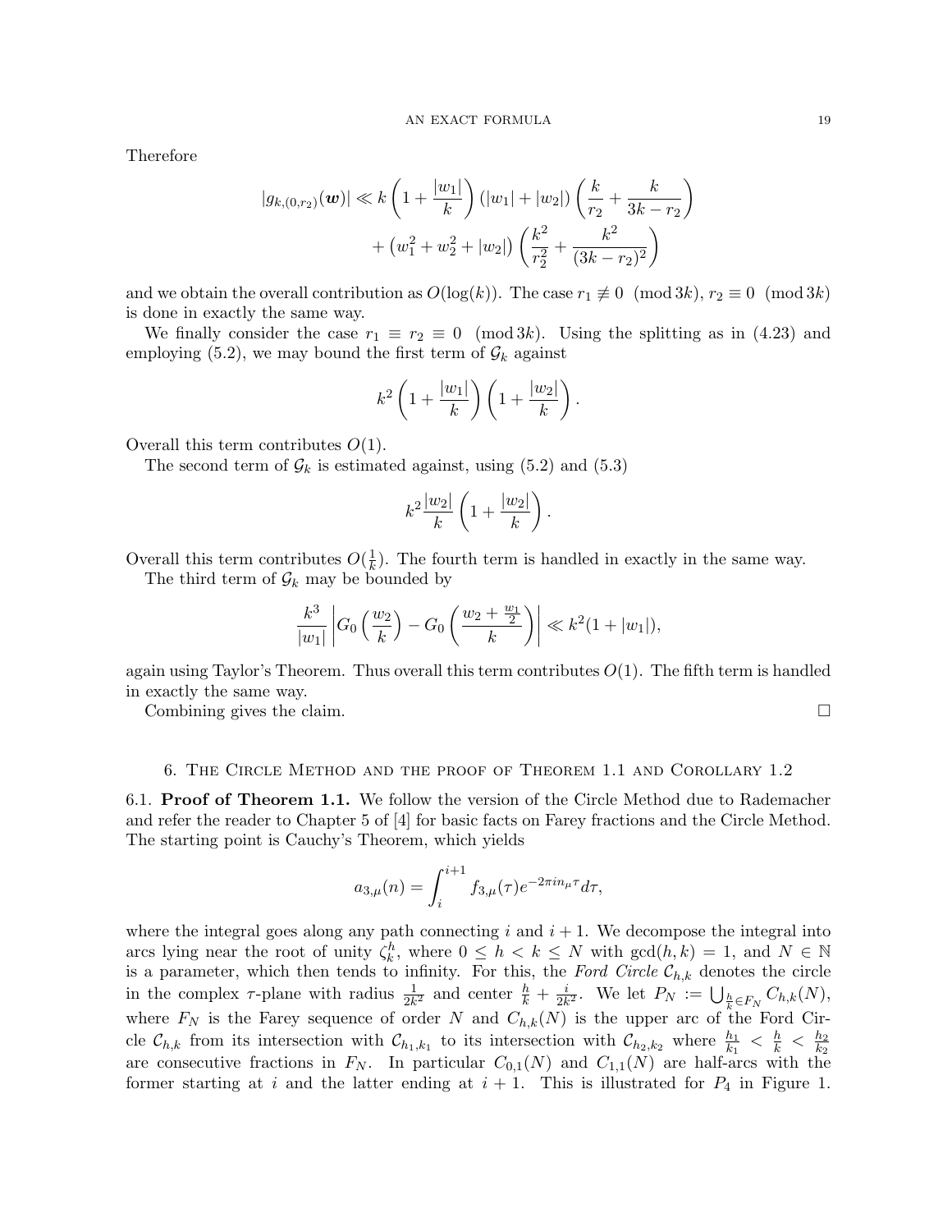Therefore

$$|g_{k,(0,r_2)}(\boldsymbol{w})| \ll k\left(1+\frac{|w_1|}{k}\right)(|w_1|+|w_2|)\left(\frac{k}{r_2}+\frac{k}{3k-r_2}\right)$$
$$+\left(w_1^2+w_2^2+|w_2|\right)\left(\frac{k^2}{r_2^2}+\frac{k^2}{(3k-r_2)^2}\right)$$

and we obtain the overall contribution as $O(\log(k))$. The case $r_1 \not\equiv 0 \pmod{3k}$, $r_2 \equiv 0 \pmod{3k}$ is done in exactly the same way.

We finally consider the case $r_1 \equiv r_2 \equiv 0 \pmod{3k}$. Using the splitting as in (4.23) and employing (5.2), we may bound the first term of $\mathcal{G}_k$ against

$$k^2\left(1+\frac{|w_1|}{k}\right)\left(1+\frac{|w_2|}{k}\right).$$

Overall this term contributes $O(1)$.

The second term of $\mathcal{G}_k$ is estimated against, using (5.2) and (5.3)

$$k^2\frac{|w_2|}{k}\left(1+\frac{|w_2|}{k}\right).$$

Overall this term contributes $O(\frac{1}{k})$. The fourth term is handled in exactly in the same way.

The third term of $\mathcal{G}_k$ may be bounded by

$$\frac{k^3}{|w_1|}\left|G_0\left(\frac{w_2}{k}\right)-G_0\left(\frac{w_2+\frac{w_1}{2}}{k}\right)\right| \ll k^2(1+|w_1|),$$

again using Taylor's Theorem. Thus overall this term contributes $O(1)$. The fifth term is handled in exactly the same way.

Combining gives the claim. $\square$

## 6. The Circle Method and the proof of Theorem 1.1 and Corollary 1.2

6.1. **Proof of Theorem 1.1.** We follow the version of the Circle Method due to Rademacher and refer the reader to Chapter 5 of [4] for basic facts on Farey fractions and the Circle Method. The starting point is Cauchy's Theorem, which yields

$$a_{3,\mu}(n) = \int_i^{i+1} f_{3,\mu}(\tau)e^{-2\pi i n_\mu \tau}d\tau,$$

where the integral goes along any path connecting $i$ and $i+1$. We decompose the integral into arcs lying near the root of unity $\zeta_k^h$, where $0 \leq h < k \leq N$ with $\gcd(h,k)=1$, and $N \in \mathbb{N}$ is a parameter, which then tends to infinity. For this, the *Ford Circle* $\mathcal{C}_{h,k}$ denotes the circle in the complex $\tau$-plane with radius $\frac{1}{2k^2}$ and center $\frac{h}{k}+\frac{i}{2k^2}$. We let $P_N := \bigcup_{\frac{h}{k}\in F_N} C_{h,k}(N)$, where $F_N$ is the Farey sequence of order $N$ and $C_{h,k}(N)$ is the upper arc of the Ford Circle $\mathcal{C}_{h,k}$ from its intersection with $\mathcal{C}_{h_1,k_1}$ to its intersection with $\mathcal{C}_{h_2,k_2}$ where $\frac{h_1}{k_1} < \frac{h}{k} < \frac{h_2}{k_2}$ are consecutive fractions in $F_N$. In particular $C_{0,1}(N)$ and $C_{1,1}(N)$ are half-arcs with the former starting at $i$ and the latter ending at $i+1$. This is illustrated for $P_4$ in Figure 1.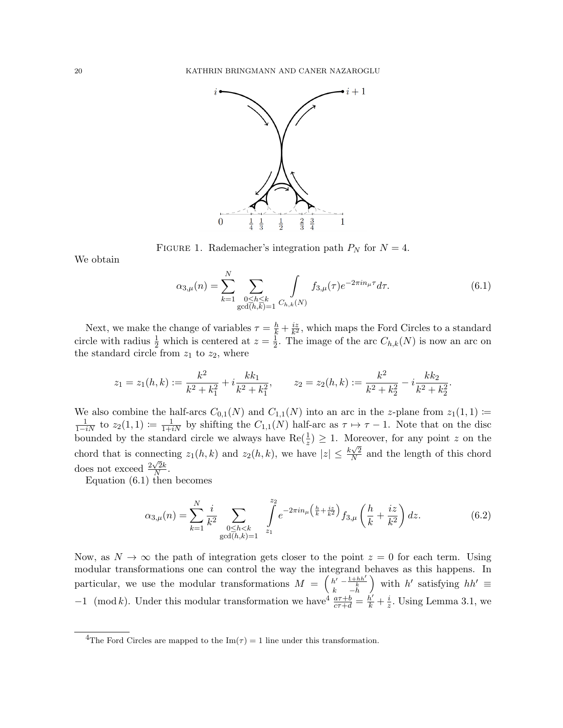FIGURE 1. Rademacher's integration path $P_N$ for $N = 4$.

We obtain

$$\alpha_{3,\mu}(n) = \sum_{k=1}^{N} \sum_{\substack{0 \le h < k \\ \gcd(h,k)=1}} \int_{C_{h,k}(N)} f_{3,\mu}(\tau) e^{-2\pi i n_\mu \tau} d\tau. \tag{6.1}$$

Next, we make the change of variables $\tau = \frac{h}{k} + \frac{iz}{k^2}$, which maps the Ford Circles to a standard circle with radius $\frac{1}{2}$ which is centered at $z = \frac{1}{2}$. The image of the arc $C_{h,k}(N)$ is now an arc on the standard circle from $z_1$ to $z_2$, where

$$z_1 = z_1(h,k) := \frac{k^2}{k^2 + k_1^2} + i \frac{k k_1}{k^2 + k_1^2}, \qquad z_2 = z_2(h,k) := \frac{k^2}{k^2 + k_2^2} - i \frac{k k_2}{k^2 + k_2^2}.$$

We also combine the half-arcs $C_{0,1}(N)$ and $C_{1,1}(N)$ into an arc in the $z$-plane from $z_1(1,1) := \frac{1}{1-iN}$ to $z_2(1,1) := \frac{1}{1+iN}$ by shifting the $C_{1,1}(N)$ half-arc as $\tau \mapsto \tau - 1$. Note that on the disc bounded by the standard circle we always have $\mathrm{Re}(\frac{1}{z}) \ge 1$. Moreover, for any point $z$ on the chord that is connecting $z_1(h,k)$ and $z_2(h,k)$, we have $|z| \le \frac{k\sqrt{2}}{N}$ and the length of this chord does not exceed $\frac{2\sqrt{2}k}{N}$.

Equation (6.1) then becomes

$$\alpha_{3,\mu}(n) = \sum_{k=1}^{N} \frac{i}{k^2} \sum_{\substack{0 \le h < k \\ \gcd(h,k)=1}} \int_{z_1}^{z_2} e^{-2\pi i n_\mu \left(\frac{h}{k} + \frac{iz}{k^2}\right)} f_{3,\mu}\left(\frac{h}{k} + \frac{iz}{k^2}\right) dz. \tag{6.2}$$

Now, as $N \to \infty$ the path of integration gets closer to the point $z = 0$ for each term. Using modular transformations one can control the way the integrand behaves as this happens. In particular, we use the modular transformations $M = \begin{pmatrix} h' & -\frac{1+hh'}{k} \\ k & -h \end{pmatrix}$ with $h'$ satisfying $hh' \equiv -1 \pmod{k}$. Under this modular transformation we have[4] $\frac{a\tau+b}{c\tau+d} = \frac{h'}{k} + \frac{i}{z}$. Using Lemma 3.1, we

[4]The Ford Circles are mapped to the $\mathrm{Im}(\tau) = 1$ line under this transformation.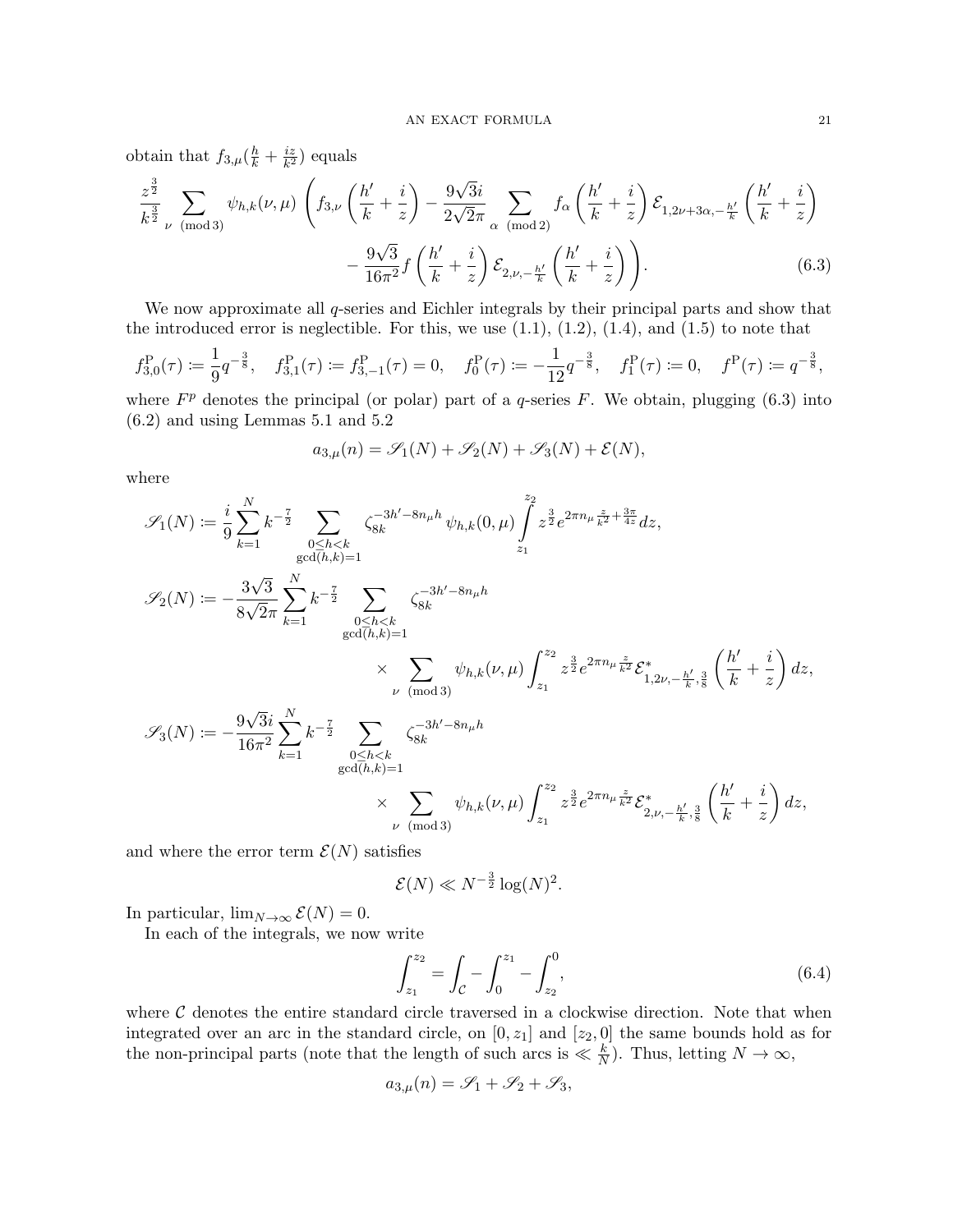obtain that $f_{3,\mu}(\frac{h}{k}+\frac{iz}{k^2})$ equals

$$\frac{z^{\frac{3}{2}}}{k^{\frac{3}{2}}}\sum_{\nu \pmod 3}\psi_{h,k}(\nu,\mu)\left(f_{3,\nu}\left(\frac{h'}{k}+\frac{i}{z}\right)-\frac{9\sqrt{3}i}{2\sqrt{2}\pi}\sum_{\alpha \pmod 2}f_\alpha\left(\frac{h'}{k}+\frac{i}{z}\right)\mathcal{E}_{1,2\nu+3\alpha,-\frac{h'}{k}}\left(\frac{h'}{k}+\frac{i}{z}\right)\right.$$
$$\left.-\frac{9\sqrt{3}}{16\pi^2}f\left(\frac{h'}{k}+\frac{i}{z}\right)\mathcal{E}_{2,\nu,-\frac{h'}{k}}\left(\frac{h'}{k}+\frac{i}{z}\right)\right). \tag{6.3}$$

We now approximate all $q$-series and Eichler integrals by their principal parts and show that the introduced error is neglectible. For this, we use (1.1), (1.2), (1.4), and (1.5) to note that

$$f_{3,0}^{\mathrm{P}}(\tau):=\frac{1}{9}q^{-\frac{3}{8}},\quad f_{3,1}^{\mathrm{P}}(\tau):=f_{3,-1}^{\mathrm{P}}(\tau)=0,\quad f_0^{\mathrm{P}}(\tau):=-\frac{1}{12}q^{-\frac{3}{8}},\quad f_1^{\mathrm{P}}(\tau):=0,\quad f^{\mathrm{P}}(\tau):=q^{-\frac{3}{8}},$$

where $F^p$ denotes the principal (or polar) part of a $q$-series $F$. We obtain, plugging (6.3) into (6.2) and using Lemmas 5.1 and 5.2

$$a_{3,\mu}(n)=\mathscr{S}_1(N)+\mathscr{S}_2(N)+\mathscr{S}_3(N)+\mathcal{E}(N),$$

where

$$\mathscr{S}_1(N):=\frac{i}{9}\sum_{k=1}^{N}k^{-\frac{7}{2}}\sum_{\substack{0\le h<k\\ \gcd(h,k)=1}}\zeta_{8k}^{-3h'-8n_\mu h}\psi_{h,k}(0,\mu)\int_{z_1}^{z_2}z^{\frac{3}{2}}e^{2\pi n_\mu\frac{z}{k^2}+\frac{3\pi}{4z}}dz,$$

$$\mathscr{S}_2(N):=-\frac{3\sqrt{3}}{8\sqrt{2}\pi}\sum_{k=1}^{N}k^{-\frac{7}{2}}\sum_{\substack{0\le h<k\\ \gcd(h,k)=1}}\zeta_{8k}^{-3h'-8n_\mu h}$$
$$\times\sum_{\nu \pmod 3}\psi_{h,k}(\nu,\mu)\int_{z_1}^{z_2}z^{\frac{3}{2}}e^{2\pi n_\mu\frac{z}{k^2}}\mathcal{E}^*_{1,2\nu,-\frac{h'}{k},\frac{3}{8}}\left(\frac{h'}{k}+\frac{i}{z}\right)dz,$$

$$\mathscr{S}_3(N):=-\frac{9\sqrt{3}i}{16\pi^2}\sum_{k=1}^{N}k^{-\frac{7}{2}}\sum_{\substack{0\le h<k\\ \gcd(h,k)=1}}\zeta_{8k}^{-3h'-8n_\mu h}$$
$$\times\sum_{\nu \pmod 3}\psi_{h,k}(\nu,\mu)\int_{z_1}^{z_2}z^{\frac{3}{2}}e^{2\pi n_\mu\frac{z}{k^2}}\mathcal{E}^*_{2,\nu,-\frac{h'}{k},\frac{3}{8}}\left(\frac{h'}{k}+\frac{i}{z}\right)dz,$$

and where the error term $\mathcal{E}(N)$ satisfies

$$\mathcal{E}(N)\ll N^{-\frac{3}{2}}\log(N)^2.$$

In particular, $\lim_{N\to\infty}\mathcal{E}(N)=0$.

In each of the integrals, we now write

$$\int_{z_1}^{z_2}=\int_{\mathcal{C}}-\int_0^{z_1}-\int_{z_2}^{0}, \tag{6.4}$$

where $\mathcal{C}$ denotes the entire standard circle traversed in a clockwise direction. Note that when integrated over an arc in the standard circle, on $[0,z_1]$ and $[z_2,0]$ the same bounds hold as for the non-principal parts (note that the length of such arcs is $\ll\frac{k}{N}$). Thus, letting $N\to\infty$,

$$a_{3,\mu}(n)=\mathscr{S}_1+\mathscr{S}_2+\mathscr{S}_3,$$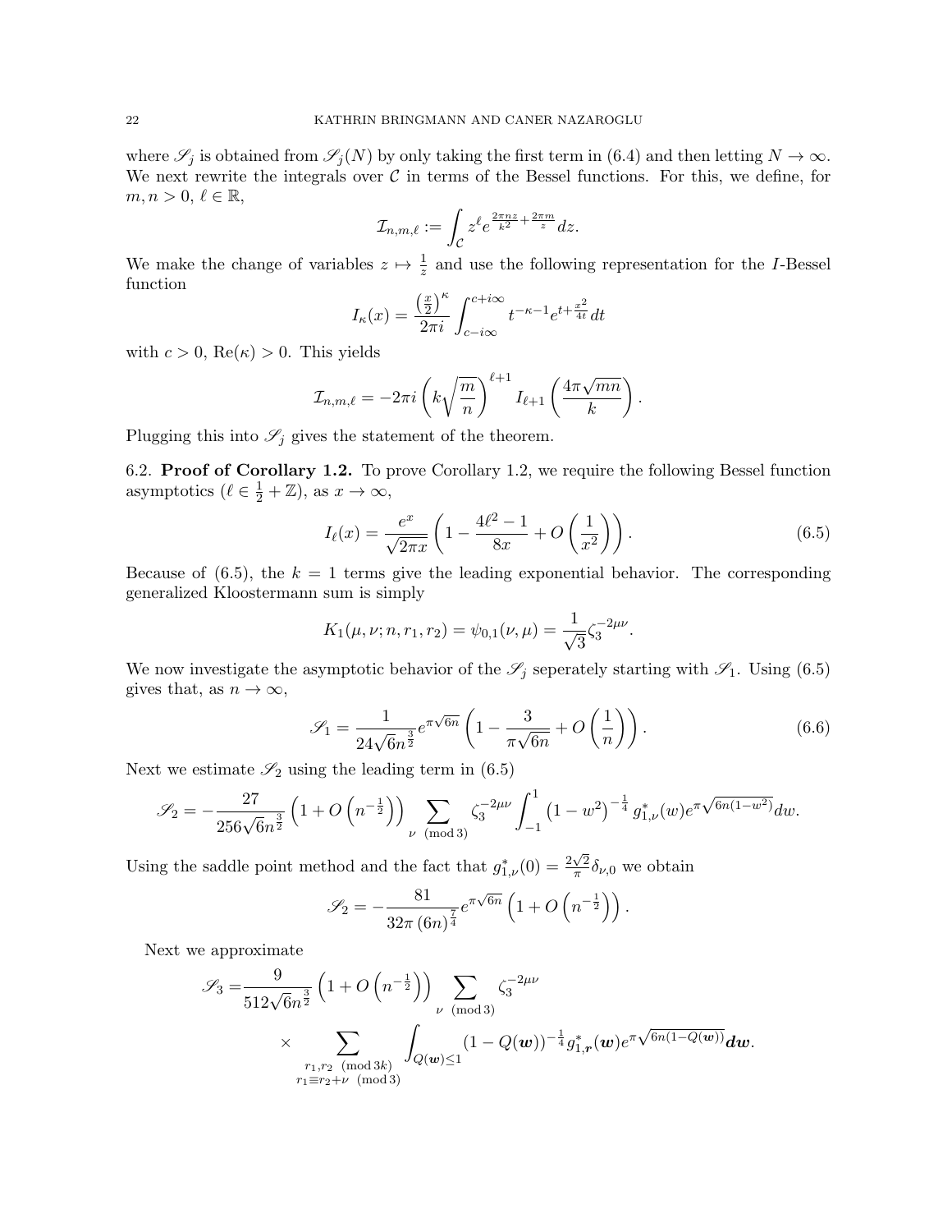where $\mathscr{S}_j$ is obtained from $\mathscr{S}_j(N)$ by only taking the first term in (6.4) and then letting $N \to \infty$. We next rewrite the integrals over $\mathcal{C}$ in terms of the Bessel functions. For this, we define, for $m, n > 0$, $\ell \in \mathbb{R}$,

$$\mathcal{I}_{n,m,\ell} := \int_{\mathcal{C}} z^{\ell} e^{\frac{2\pi n z}{k^2} + \frac{2\pi m}{z}} dz.$$

We make the change of variables $z \mapsto \frac{1}{z}$ and use the following representation for the $I$-Bessel function

$$I_\kappa(x) = \frac{\left(\frac{x}{2}\right)^\kappa}{2\pi i} \int_{c-i\infty}^{c+i\infty} t^{-\kappa-1} e^{t+\frac{x^2}{4t}} dt$$

with $c > 0$, $\mathrm{Re}(\kappa) > 0$. This yields

$$\mathcal{I}_{n,m,\ell} = -2\pi i \left(k\sqrt{\frac{m}{n}}\right)^{\ell+1} I_{\ell+1}\left(\frac{4\pi\sqrt{mn}}{k}\right).$$

Plugging this into $\mathscr{S}_j$ gives the statement of the theorem.

6.2. **Proof of Corollary 1.2.** To prove Corollary 1.2, we require the following Bessel function asymptotics ($\ell \in \frac{1}{2} + \mathbb{Z}$), as $x \to \infty$,

$$I_\ell(x) = \frac{e^x}{\sqrt{2\pi x}}\left(1 - \frac{4\ell^2 - 1}{8x} + O\left(\frac{1}{x^2}\right)\right). \tag{6.5}$$

Because of (6.5), the $k = 1$ terms give the leading exponential behavior. The corresponding generalized Kloostermann sum is simply

$$K_1(\mu, \nu; n, r_1, r_2) = \psi_{0,1}(\nu, \mu) = \frac{1}{\sqrt{3}}\zeta_3^{-2\mu\nu}.$$

We now investigate the asymptotic behavior of the $\mathscr{S}_j$ seperately starting with $\mathscr{S}_1$. Using (6.5) gives that, as $n \to \infty$,

$$\mathscr{S}_1 = \frac{1}{24\sqrt{6}n^{\frac{3}{2}}} e^{\pi\sqrt{6n}}\left(1 - \frac{3}{\pi\sqrt{6n}} + O\left(\frac{1}{n}\right)\right). \tag{6.6}$$

Next we estimate $\mathscr{S}_2$ using the leading term in (6.5)

$$\mathscr{S}_2 = -\frac{27}{256\sqrt{6}n^{\frac{3}{2}}}\left(1 + O\left(n^{-\frac{1}{2}}\right)\right) \sum_{\nu \pmod 3} \zeta_3^{-2\mu\nu} \int_{-1}^{1} \left(1 - w^2\right)^{-\frac{1}{4}} g_{1,\nu}^*(w) e^{\pi\sqrt{6n(1-w^2)}} dw.$$

Using the saddle point method and the fact that $g_{1,\nu}^*(0) = \frac{2\sqrt{2}}{\pi}\delta_{\nu,0}$ we obtain

$$\mathscr{S}_2 = -\frac{81}{32\pi\,(6n)^{\frac{7}{4}}} e^{\pi\sqrt{6n}}\left(1 + O\left(n^{-\frac{1}{2}}\right)\right).$$

Next we approximate

$$\begin{aligned}
\mathscr{S}_3 = &\frac{9}{512\sqrt{6}n^{\frac{3}{2}}}\left(1 + O\left(n^{-\frac{1}{2}}\right)\right) \sum_{\nu \pmod 3} \zeta_3^{-2\mu\nu} \\
&\times \sum_{\substack{r_1, r_2 \pmod{3k} \\ r_1 \equiv r_2 + \nu \pmod 3}} \int_{Q(\boldsymbol{w}) \le 1} (1 - Q(\boldsymbol{w}))^{-\frac{1}{4}} g_{1,\boldsymbol{r}}^*(\boldsymbol{w}) e^{\pi\sqrt{6n(1-Q(\boldsymbol{w}))}} \boldsymbol{dw}.
\end{aligned}$$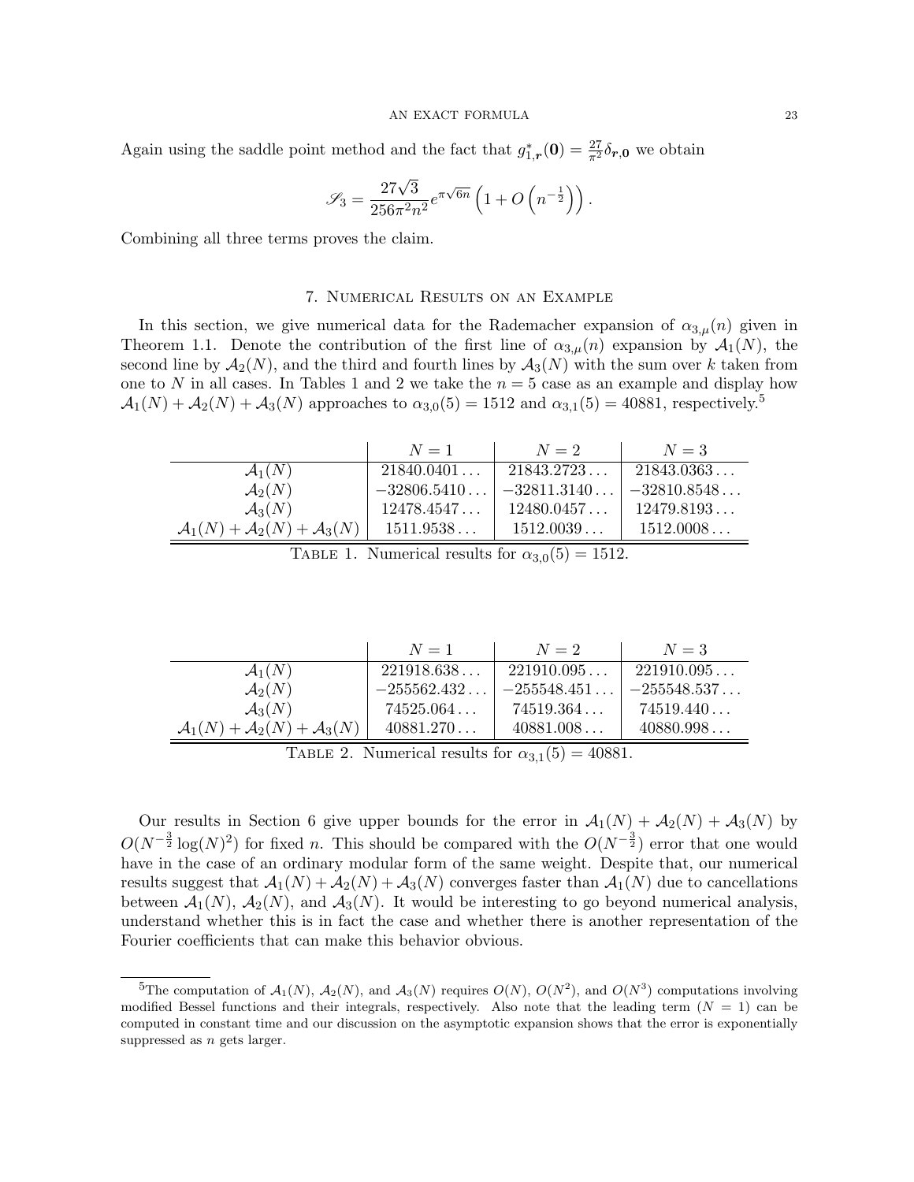Again using the saddle point method and the fact that $g^*_{1,\boldsymbol{r}}(\mathbf{0}) = \frac{27}{\pi^2}\delta_{\boldsymbol{r},\mathbf{0}}$ we obtain

$$\mathscr{S}_3 = \frac{27\sqrt{3}}{256\pi^2 n^2} e^{\pi\sqrt{6n}} \left(1 + O\left(n^{-\frac{1}{2}}\right)\right).$$

Combining all three terms proves the claim.

## 7. Numerical Results on an Example

In this section, we give numerical data for the Rademacher expansion of $\alpha_{3,\mu}(n)$ given in Theorem 1.1. Denote the contribution of the first line of $\alpha_{3,\mu}(n)$ expansion by $\mathcal{A}_1(N)$, the second line by $\mathcal{A}_2(N)$, and the third and fourth lines by $\mathcal{A}_3(N)$ with the sum over $k$ taken from one to $N$ in all cases. In Tables 1 and 2 we take the $n = 5$ case as an example and display how $\mathcal{A}_1(N) + \mathcal{A}_2(N) + \mathcal{A}_3(N)$ approaches to $\alpha_{3,0}(5) = 1512$ and $\alpha_{3,1}(5) = 40881$, respectively.[5]

| | $N = 1$ | $N = 2$ | $N = 3$ |
|---|---|---|---|
| $\mathcal{A}_1(N)$ | $21840.0401\ldots$ | $21843.2723\ldots$ | $21843.0363\ldots$ |
| $\mathcal{A}_2(N)$ | $-32806.5410\ldots$ | $-32811.3140\ldots$ | $-32810.8548\ldots$ |
| $\mathcal{A}_3(N)$ | $12478.4547\ldots$ | $12480.0457\ldots$ | $12479.8193\ldots$ |
| $\mathcal{A}_1(N) + \mathcal{A}_2(N) + \mathcal{A}_3(N)$ | $1511.9538\ldots$ | $1512.0039\ldots$ | $1512.0008\ldots$ |

Table 1. Numerical results for $\alpha_{3,0}(5) = 1512$.

| | $N = 1$ | $N = 2$ | $N = 3$ |
|---|---|---|---|
| $\mathcal{A}_1(N)$ | $221918.638\ldots$ | $221910.095\ldots$ | $221910.095\ldots$ |
| $\mathcal{A}_2(N)$ | $-255562.432\ldots$ | $-255548.451\ldots$ | $-255548.537\ldots$ |
| $\mathcal{A}_3(N)$ | $74525.064\ldots$ | $74519.364\ldots$ | $74519.440\ldots$ |
| $\mathcal{A}_1(N) + \mathcal{A}_2(N) + \mathcal{A}_3(N)$ | $40881.270\ldots$ | $40881.008\ldots$ | $40880.998\ldots$ |

Table 2. Numerical results for $\alpha_{3,1}(5) = 40881$.

Our results in Section 6 give upper bounds for the error in $\mathcal{A}_1(N) + \mathcal{A}_2(N) + \mathcal{A}_3(N)$ by $O(N^{-\frac{3}{2}} \log(N)^2)$ for fixed $n$. This should be compared with the $O(N^{-\frac{3}{2}})$ error that one would have in the case of an ordinary modular form of the same weight. Despite that, our numerical results suggest that $\mathcal{A}_1(N) + \mathcal{A}_2(N) + \mathcal{A}_3(N)$ converges faster than $\mathcal{A}_1(N)$ due to cancellations between $\mathcal{A}_1(N)$, $\mathcal{A}_2(N)$, and $\mathcal{A}_3(N)$. It would be interesting to go beyond numerical analysis, understand whether this is in fact the case and whether there is another representation of the Fourier coefficients that can make this behavior obvious.

[5] The computation of $\mathcal{A}_1(N)$, $\mathcal{A}_2(N)$, and $\mathcal{A}_3(N)$ requires $O(N)$, $O(N^2)$, and $O(N^3)$ computations involving modified Bessel functions and their integrals, respectively. Also note that the leading term ($N = 1$) can be computed in constant time and our discussion on the asymptotic expansion shows that the error is exponentially suppressed as $n$ gets larger.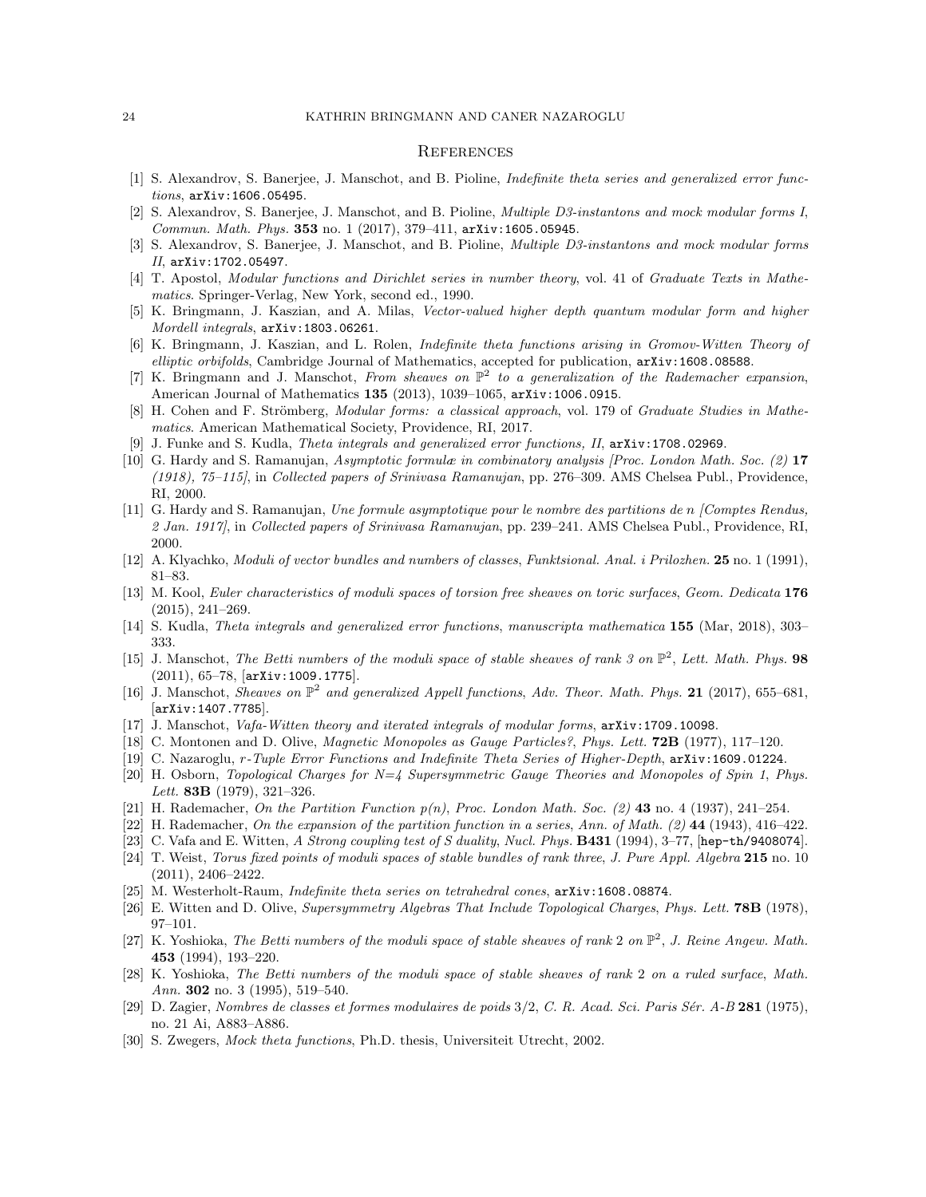## References

[1] S. Alexandrov, S. Banerjee, J. Manschot, and B. Pioline, *Indefinite theta series and generalized error functions*, arXiv:1606.05495.

[2] S. Alexandrov, S. Banerjee, J. Manschot, and B. Pioline, *Multiple D3-instantons and mock modular forms I*, *Commun. Math. Phys.* **353** no. 1 (2017), 379–411, arXiv:1605.05945.

[3] S. Alexandrov, S. Banerjee, J. Manschot, and B. Pioline, *Multiple D3-instantons and mock modular forms II*, arXiv:1702.05497.

[4] T. Apostol, *Modular functions and Dirichlet series in number theory*, vol. 41 of *Graduate Texts in Mathematics*. Springer-Verlag, New York, second ed., 1990.

[5] K. Bringmann, J. Kaszian, and A. Milas, *Vector-valued higher depth quantum modular form and higher Mordell integrals*, arXiv:1803.06261.

[6] K. Bringmann, J. Kaszian, and L. Rolen, *Indefinite theta functions arising in Gromov-Witten Theory of elliptic orbifolds*, Cambridge Journal of Mathematics, accepted for publication, arXiv:1608.08588.

[7] K. Bringmann and J. Manschot, *From sheaves on $\mathbb{P}^2$ to a generalization of the Rademacher expansion*, American Journal of Mathematics **135** (2013), 1039–1065, arXiv:1006.0915.

[8] H. Cohen and F. Strömberg, *Modular forms: a classical approach*, vol. 179 of *Graduate Studies in Mathematics*. American Mathematical Society, Providence, RI, 2017.

[9] J. Funke and S. Kudla, *Theta integrals and generalized error functions, II*, arXiv:1708.02969.

[10] G. Hardy and S. Ramanujan, *Asymptotic formulæ in combinatory analysis [Proc. London Math. Soc. (2)* **17** *(1918), 75–115]*, in *Collected papers of Srinivasa Ramanujan*, pp. 276–309. AMS Chelsea Publ., Providence, RI, 2000.

[11] G. Hardy and S. Ramanujan, *Une formule asymptotique pour le nombre des partitions de n [Comptes Rendus, 2 Jan. 1917]*, in *Collected papers of Srinivasa Ramanujan*, pp. 239–241. AMS Chelsea Publ., Providence, RI, 2000.

[12] A. Klyachko, *Moduli of vector bundles and numbers of classes*, *Funktsional. Anal. i Prilozhen.* **25** no. 1 (1991), 81–83.

[13] M. Kool, *Euler characteristics of moduli spaces of torsion free sheaves on toric surfaces*, *Geom. Dedicata* **176** (2015), 241–269.

[14] S. Kudla, *Theta integrals and generalized error functions*, *manuscripta mathematica* **155** (Mar, 2018), 303–333.

[15] J. Manschot, *The Betti numbers of the moduli space of stable sheaves of rank 3 on $\mathbb{P}^2$*, *Lett. Math. Phys.* **98** (2011), 65–78, [arXiv:1009.1775].

[16] J. Manschot, *Sheaves on $\mathbb{P}^2$ and generalized Appell functions*, *Adv. Theor. Math. Phys.* **21** (2017), 655–681, [arXiv:1407.7785].

[17] J. Manschot, *Vafa-Witten theory and iterated integrals of modular forms*, arXiv:1709.10098.

[18] C. Montonen and D. Olive, *Magnetic Monopoles as Gauge Particles?*, *Phys. Lett.* **72B** (1977), 117–120.

[19] C. Nazaroglu, *r-Tuple Error Functions and Indefinite Theta Series of Higher-Depth*, arXiv:1609.01224.

[20] H. Osborn, *Topological Charges for N=4 Supersymmetric Gauge Theories and Monopoles of Spin 1*, *Phys. Lett.* **83B** (1979), 321–326.

[21] H. Rademacher, *On the Partition Function p(n)*, *Proc. London Math. Soc. (2)* **43** no. 4 (1937), 241–254.

[22] H. Rademacher, *On the expansion of the partition function in a series*, *Ann. of Math. (2)* **44** (1943), 416–422.

[23] C. Vafa and E. Witten, *A Strong coupling test of S duality*, *Nucl. Phys.* **B431** (1994), 3–77, [hep-th/9408074].

[24] T. Weist, *Torus fixed points of moduli spaces of stable bundles of rank three*, *J. Pure Appl. Algebra* **215** no. 10 (2011), 2406–2422.

[25] M. Westerholt-Raum, *Indefinite theta series on tetrahedral cones*, arXiv:1608.08874.

[26] E. Witten and D. Olive, *Supersymmetry Algebras That Include Topological Charges*, *Phys. Lett.* **78B** (1978), 97–101.

[27] K. Yoshioka, *The Betti numbers of the moduli space of stable sheaves of rank 2 on $\mathbb{P}^2$*, *J. Reine Angew. Math.* **453** (1994), 193–220.

[28] K. Yoshioka, *The Betti numbers of the moduli space of stable sheaves of rank 2 on a ruled surface*, *Math. Ann.* **302** no. 3 (1995), 519–540.

[29] D. Zagier, *Nombres de classes et formes modulaires de poids 3/2*, *C. R. Acad. Sci. Paris Sér. A-B* **281** (1975), no. 21 Ai, A883–A886.

[30] S. Zwegers, *Mock theta functions*, Ph.D. thesis, Universiteit Utrecht, 2002.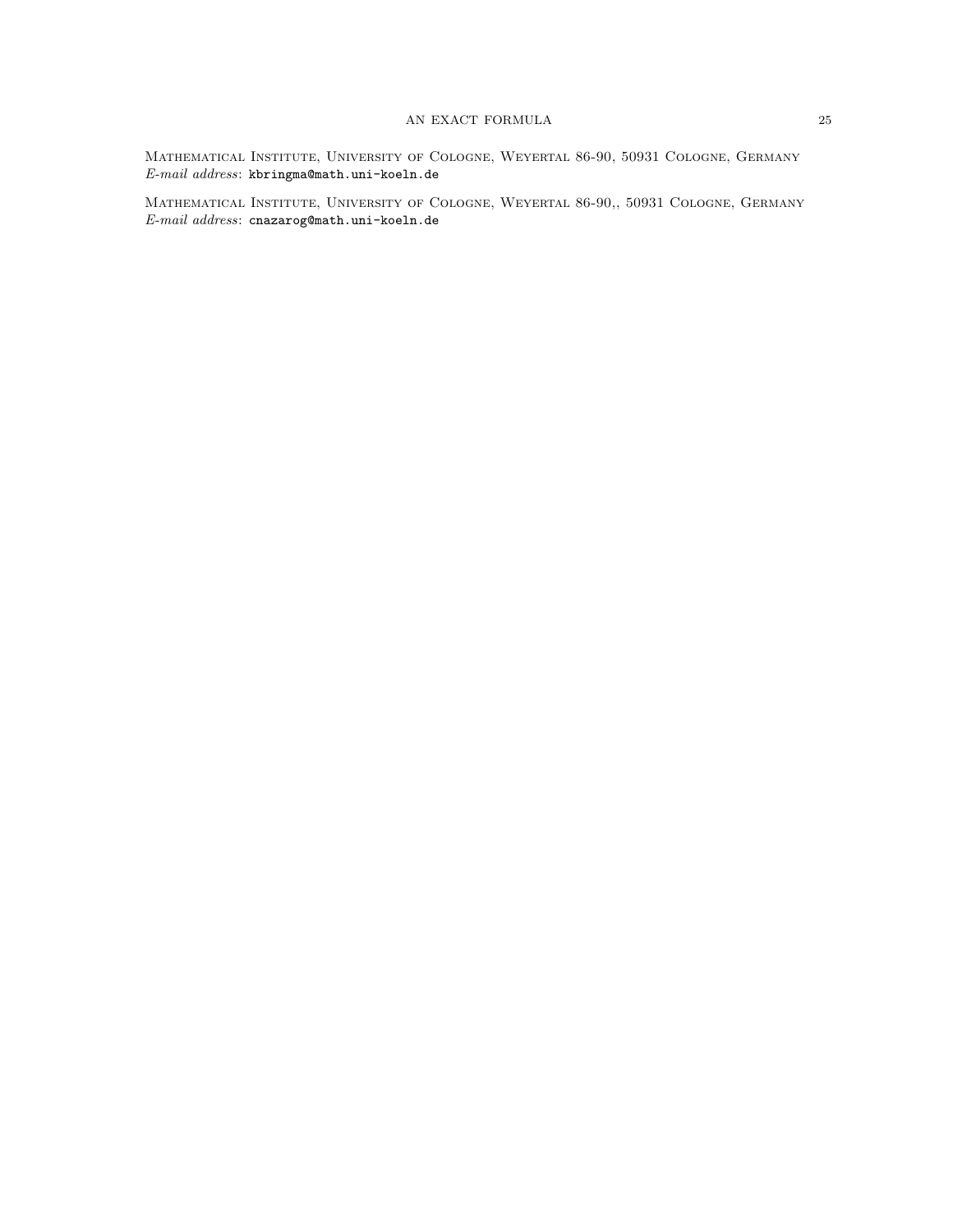Mathematical Institute, University of Cologne, Weyertal 86-90, 50931 Cologne, Germany
*E-mail address*: kbringma@math.uni-koeln.de

Mathematical Institute, University of Cologne, Weyertal 86-90,, 50931 Cologne, Germany
*E-mail address*: cnazarog@math.uni-koeln.de